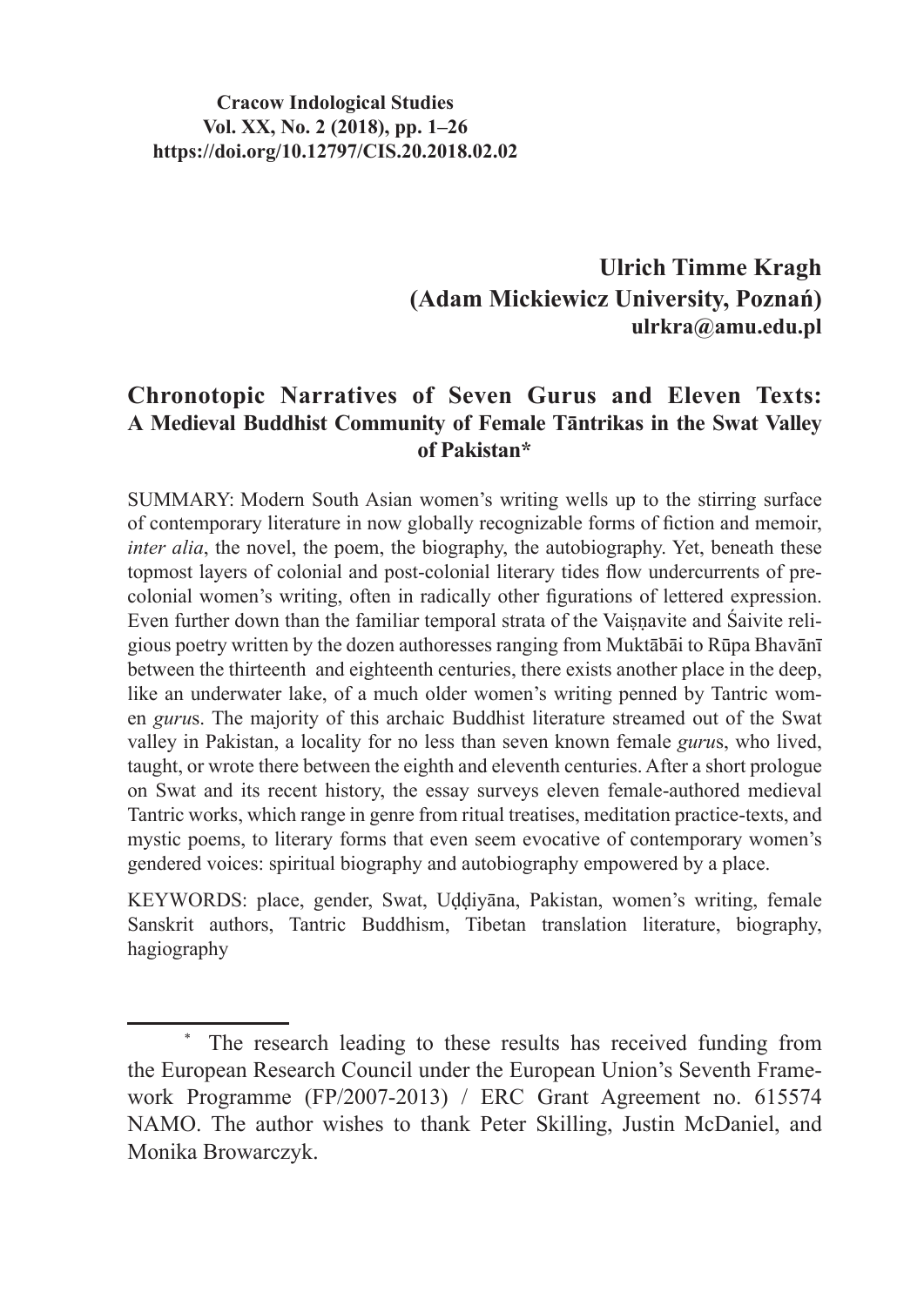**Cracow Indological Studies**
**Vol. XX, No. 2 (2018), pp. 1–26**
**https://doi.org/10.12797/CIS.20.2018.02.02**

**Ulrich Timme Kragh**
**(Adam Mickiewicz University, Poznań)**
**ulrkra@amu.edu.pl**

# Chronotopic Narratives of Seven Gurus and Eleven Texts: A Medieval Buddhist Community of Female Tāntrikas in the Swat Valley of Pakistan*

SUMMARY: Modern South Asian women's writing wells up to the stirring surface of contemporary literature in now globally recognizable forms of fiction and memoir, *inter alia*, the novel, the poem, the biography, the autobiography. Yet, beneath these topmost layers of colonial and post-colonial literary tides flow undercurrents of pre-colonial women's writing, often in radically other figurations of lettered expression. Even further down than the familiar temporal strata of the Vaiṣṇavite and Śaivite religious poetry written by the dozen authoresses ranging from Muktābāi to Rūpa Bhavānī between the thirteenth and eighteenth centuries, there exists another place in the deep, like an underwater lake, of a much older women's writing penned by Tantric women *guru*s. The majority of this archaic Buddhist literature streamed out of the Swat valley in Pakistan, a locality for no less than seven known female *guru*s, who lived, taught, or wrote there between the eighth and eleventh centuries. After a short prologue on Swat and its recent history, the essay surveys eleven female-authored medieval Tantric works, which range in genre from ritual treatises, meditation practice-texts, and mystic poems, to literary forms that even seem evocative of contemporary women's gendered voices: spiritual biography and autobiography empowered by a place.

KEYWORDS: place, gender, Swat, Uḍḍiyāna, Pakistan, women's writing, female Sanskrit authors, Tantric Buddhism, Tibetan translation literature, biography, hagiography

---

* The research leading to these results has received funding from the European Research Council under the European Union's Seventh Framework Programme (FP/2007-2013) / ERC Grant Agreement no. 615574 NAMO. The author wishes to thank Peter Skilling, Justin McDaniel, and Monika Browarczyk.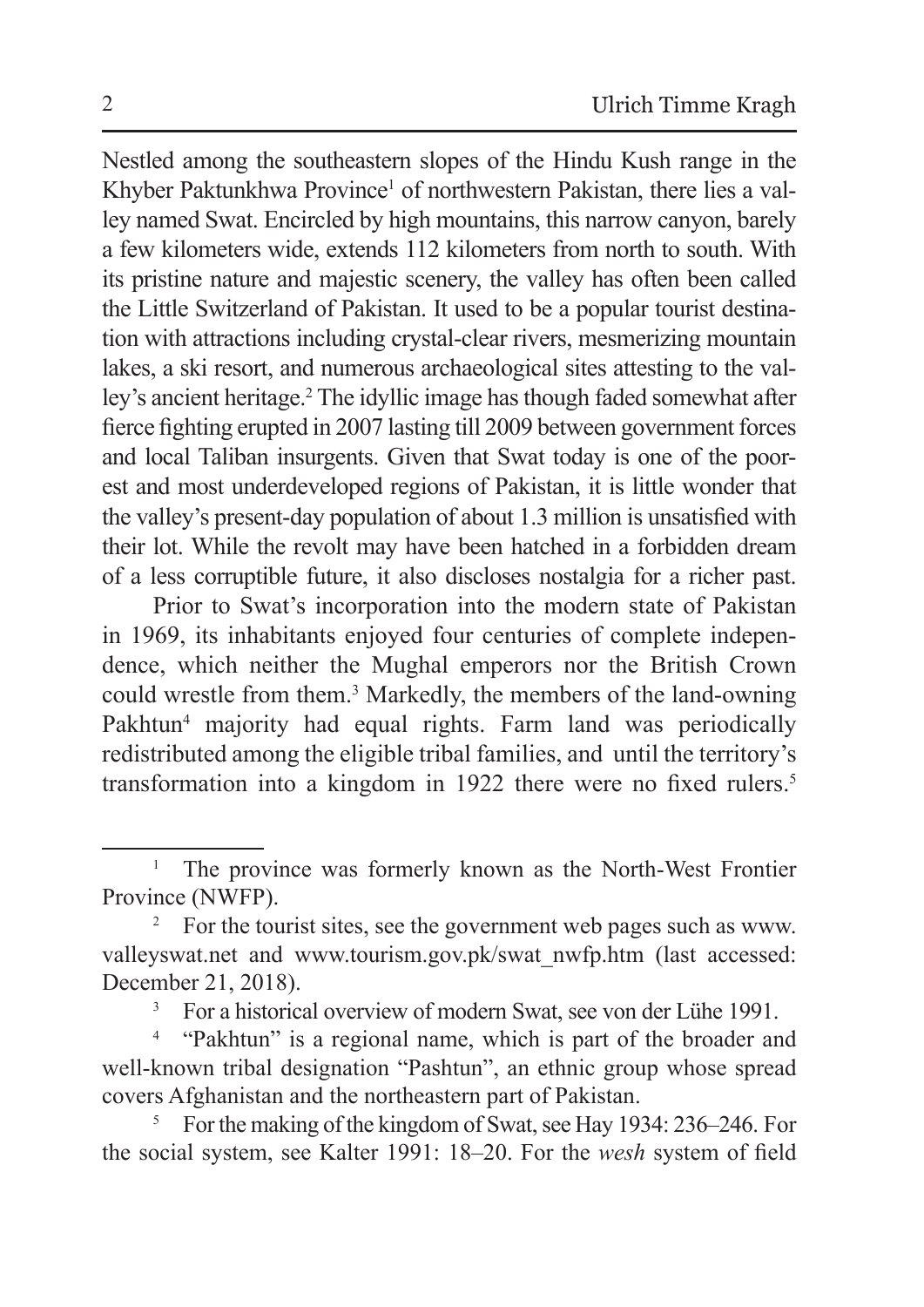Nestled among the southeastern slopes of the Hindu Kush range in the Khyber Paktunkhwa Province[1] of northwestern Pakistan, there lies a valley named Swat. Encircled by high mountains, this narrow canyon, barely a few kilometers wide, extends 112 kilometers from north to south. With its pristine nature and majestic scenery, the valley has often been called the Little Switzerland of Pakistan. It used to be a popular tourist destination with attractions including crystal-clear rivers, mesmerizing mountain lakes, a ski resort, and numerous archaeological sites attesting to the valley's ancient heritage.[2] The idyllic image has though faded somewhat after fierce fighting erupted in 2007 lasting till 2009 between government forces and local Taliban insurgents. Given that Swat today is one of the poorest and most underdeveloped regions of Pakistan, it is little wonder that the valley's present-day population of about 1.3 million is unsatisfied with their lot. While the revolt may have been hatched in a forbidden dream of a less corruptible future, it also discloses nostalgia for a richer past.

Prior to Swat's incorporation into the modern state of Pakistan in 1969, its inhabitants enjoyed four centuries of complete independence, which neither the Mughal emperors nor the British Crown could wrestle from them.[3] Markedly, the members of the land-owning Pakhtun[4] majority had equal rights. Farm land was periodically redistributed among the eligible tribal families, and until the territory's transformation into a kingdom in 1922 there were no fixed rulers.[5]

---

[1] The province was formerly known as the North-West Frontier Province (NWFP).

[2] For the tourist sites, see the government web pages such as www.valleyswat.net and www.tourism.gov.pk/swat_nwfp.htm (last accessed: December 21, 2018).

[3] For a historical overview of modern Swat, see von der Lühe 1991.

[4] "Pakhtun" is a regional name, which is part of the broader and well-known tribal designation "Pashtun", an ethnic group whose spread covers Afghanistan and the northeastern part of Pakistan.

[5] For the making of the kingdom of Swat, see Hay 1934: 236–246. For the social system, see Kalter 1991: 18–20. For the *wesh* system of field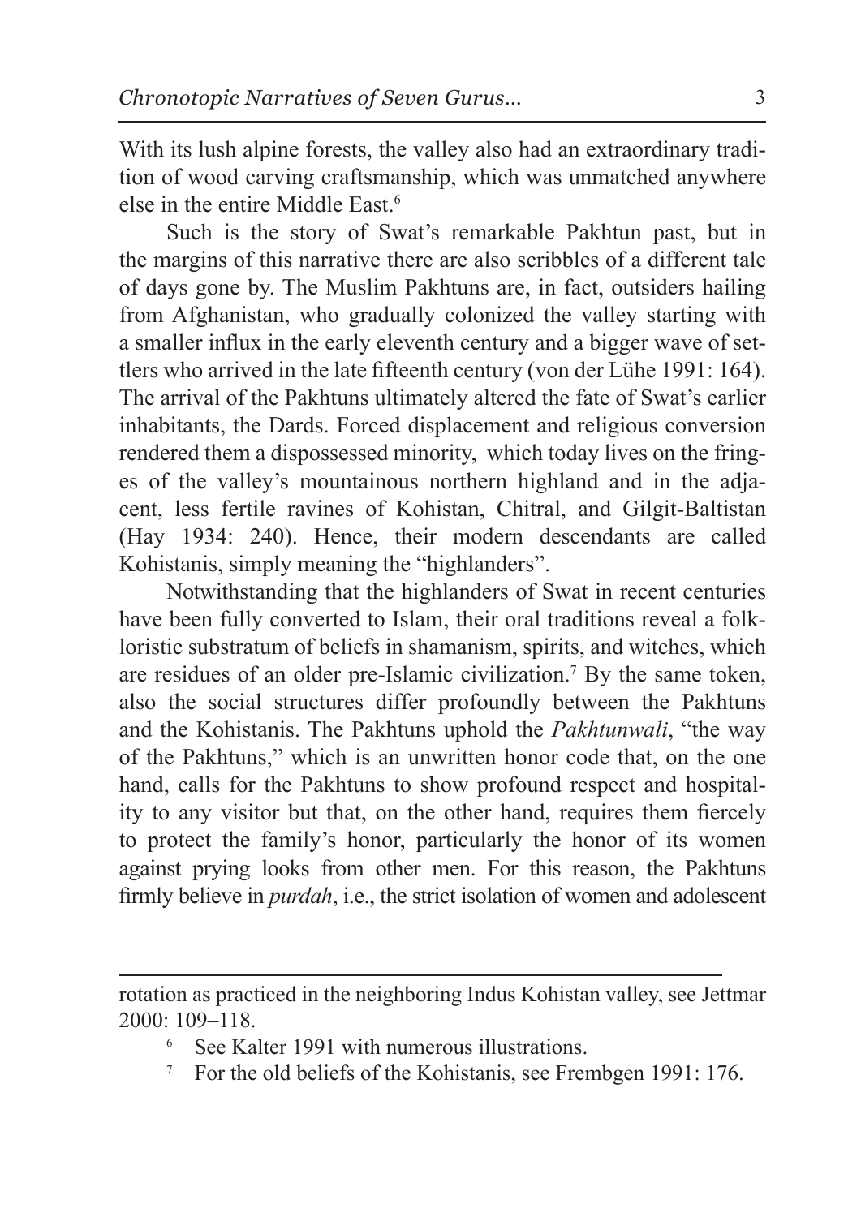With its lush alpine forests, the valley also had an extraordinary tradition of wood carving craftsmanship, which was unmatched anywhere else in the entire Middle East.[6]

Such is the story of Swat's remarkable Pakhtun past, but in the margins of this narrative there are also scribbles of a different tale of days gone by. The Muslim Pakhtuns are, in fact, outsiders hailing from Afghanistan, who gradually colonized the valley starting with a smaller influx in the early eleventh century and a bigger wave of settlers who arrived in the late fifteenth century (von der Lühe 1991: 164). The arrival of the Pakhtuns ultimately altered the fate of Swat's earlier inhabitants, the Dards. Forced displacement and religious conversion rendered them a dispossessed minority, which today lives on the fringes of the valley's mountainous northern highland and in the adjacent, less fertile ravines of Kohistan, Chitral, and Gilgit-Baltistan (Hay 1934: 240). Hence, their modern descendants are called Kohistanis, simply meaning the "highlanders".

Notwithstanding that the highlanders of Swat in recent centuries have been fully converted to Islam, their oral traditions reveal a folkloristic substratum of beliefs in shamanism, spirits, and witches, which are residues of an older pre-Islamic civilization.[7] By the same token, also the social structures differ profoundly between the Pakhtuns and the Kohistanis. The Pakhtuns uphold the *Pakhtunwali*, "the way of the Pakhtuns," which is an unwritten honor code that, on the one hand, calls for the Pakhtuns to show profound respect and hospitality to any visitor but that, on the other hand, requires them fiercely to protect the family's honor, particularly the honor of its women against prying looks from other men. For this reason, the Pakhtuns firmly believe in *purdah*, i.e., the strict isolation of women and adolescent

---

rotation as practiced in the neighboring Indus Kohistan valley, see Jettmar 2000: 109–118.

[6] See Kalter 1991 with numerous illustrations.

[7] For the old beliefs of the Kohistanis, see Frembgen 1991: 176.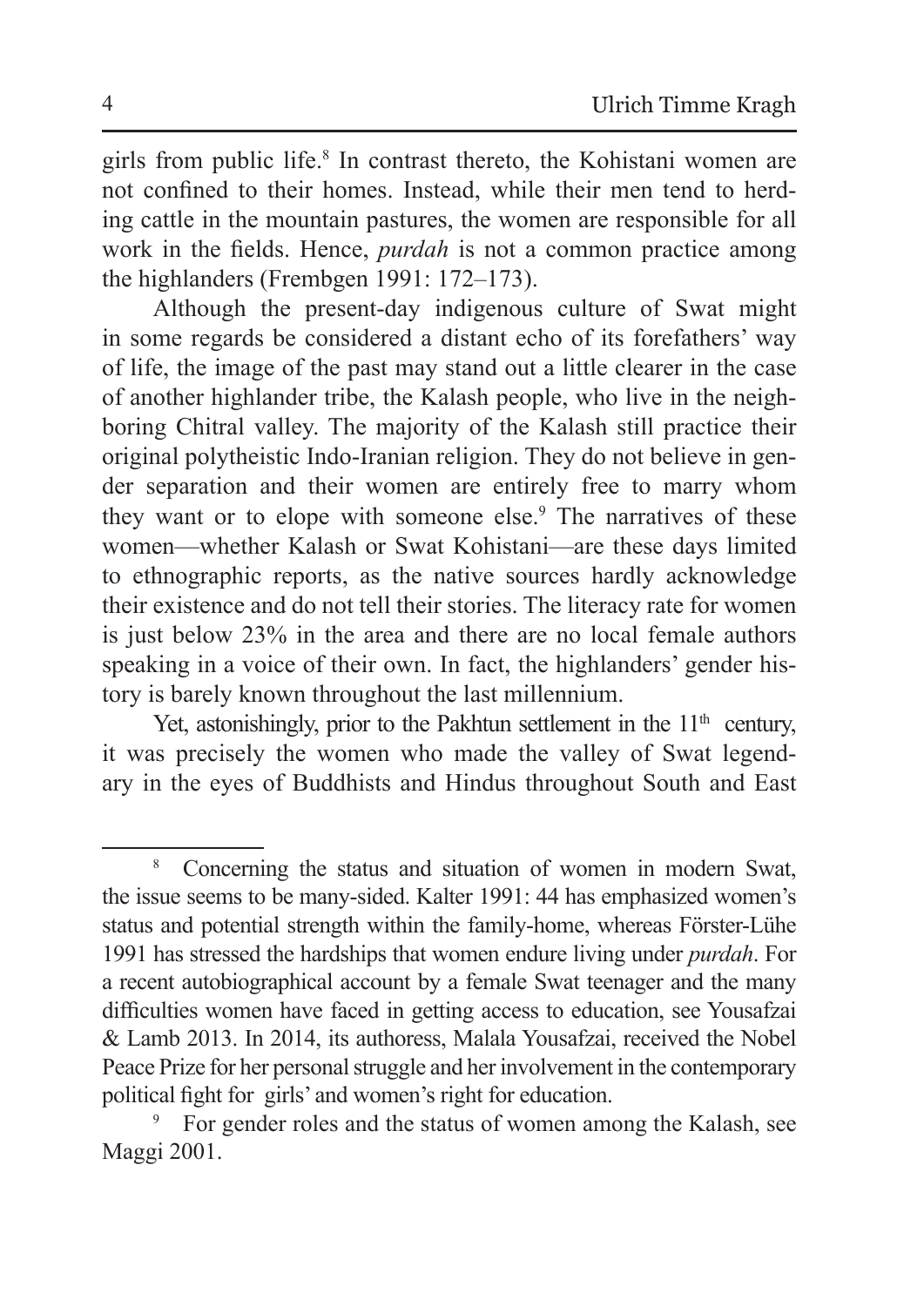girls from public life.[8] In contrast thereto, the Kohistani women are not confined to their homes. Instead, while their men tend to herding cattle in the mountain pastures, the women are responsible for all work in the fields. Hence, *purdah* is not a common practice among the highlanders (Frembgen 1991: 172–173).

Although the present-day indigenous culture of Swat might in some regards be considered a distant echo of its forefathers' way of life, the image of the past may stand out a little clearer in the case of another highlander tribe, the Kalash people, who live in the neighboring Chitral valley. The majority of the Kalash still practice their original polytheistic Indo-Iranian religion. They do not believe in gender separation and their women are entirely free to marry whom they want or to elope with someone else.[9] The narratives of these women—whether Kalash or Swat Kohistani—are these days limited to ethnographic reports, as the native sources hardly acknowledge their existence and do not tell their stories. The literacy rate for women is just below 23% in the area and there are no local female authors speaking in a voice of their own. In fact, the highlanders' gender history is barely known throughout the last millennium.

Yet, astonishingly, prior to the Pakhtun settlement in the 11th century, it was precisely the women who made the valley of Swat legendary in the eyes of Buddhists and Hindus throughout South and East

---

[8] Concerning the status and situation of women in modern Swat, the issue seems to be many-sided. Kalter 1991: 44 has emphasized women's status and potential strength within the family-home, whereas Förster-Lühe 1991 has stressed the hardships that women endure living under *purdah*. For a recent autobiographical account by a female Swat teenager and the many difficulties women have faced in getting access to education, see Yousafzai & Lamb 2013. In 2014, its authoress, Malala Yousafzai, received the Nobel Peace Prize for her personal struggle and her involvement in the contemporary political fight for girls' and women's right for education.

[9] For gender roles and the status of women among the Kalash, see Maggi 2001.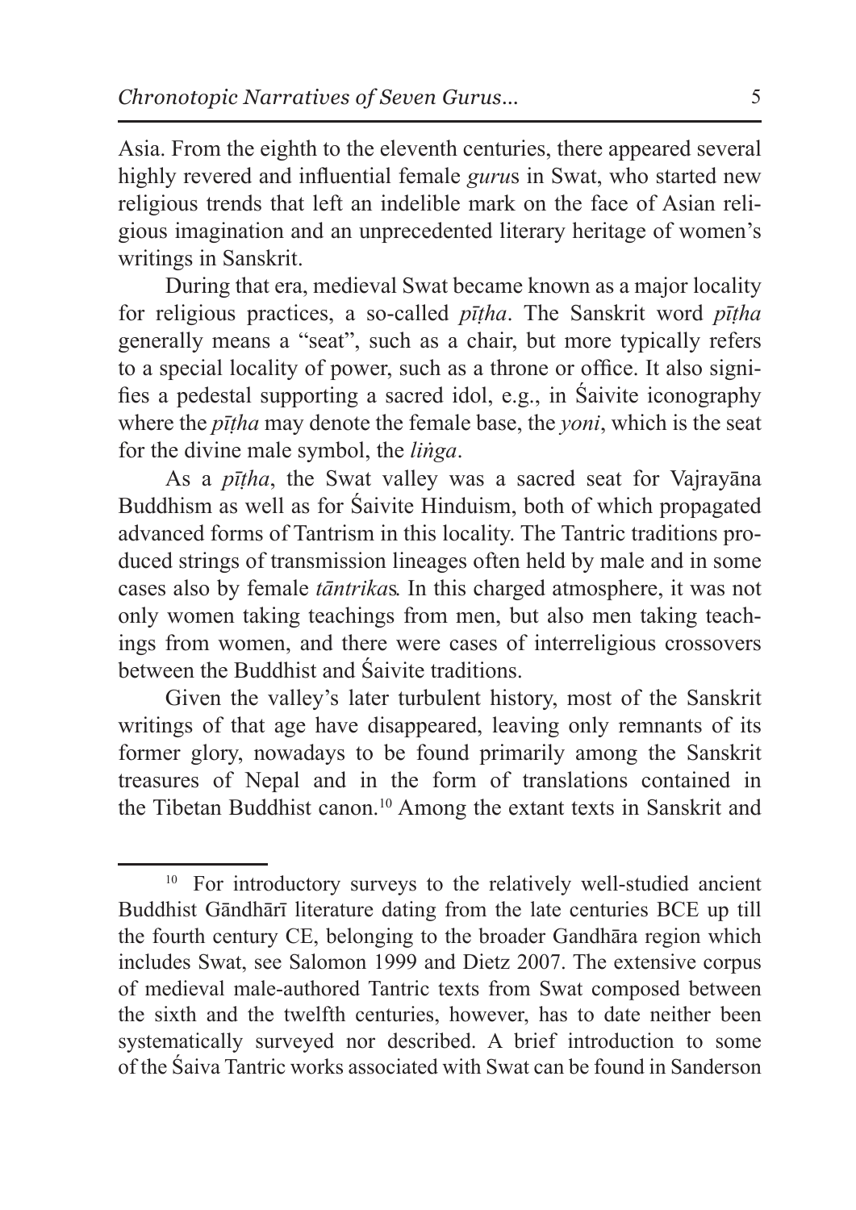Asia. From the eighth to the eleventh centuries, there appeared several highly revered and influential female *guru*s in Swat, who started new religious trends that left an indelible mark on the face of Asian religious imagination and an unprecedented literary heritage of women's writings in Sanskrit.

During that era, medieval Swat became known as a major locality for religious practices, a so-called *pīṭha*. The Sanskrit word *pīṭha* generally means a "seat", such as a chair, but more typically refers to a special locality of power, such as a throne or office. It also signifies a pedestal supporting a sacred idol, e.g., in Śaivite iconography where the *pīṭha* may denote the female base, the *yoni*, which is the seat for the divine male symbol, the *liṅga*.

As a *pīṭha*, the Swat valley was a sacred seat for Vajrayāna Buddhism as well as for Śaivite Hinduism, both of which propagated advanced forms of Tantrism in this locality. The Tantric traditions produced strings of transmission lineages often held by male and in some cases also by female *tāntrika*s. In this charged atmosphere, it was not only women taking teachings from men, but also men taking teachings from women, and there were cases of interreligious crossovers between the Buddhist and Śaivite traditions.

Given the valley's later turbulent history, most of the Sanskrit writings of that age have disappeared, leaving only remnants of its former glory, nowadays to be found primarily among the Sanskrit treasures of Nepal and in the form of translations contained in the Tibetan Buddhist canon.[10] Among the extant texts in Sanskrit and

---

[10] For introductory surveys to the relatively well-studied ancient Buddhist Gāndhārī literature dating from the late centuries BCE up till the fourth century CE, belonging to the broader Gandhāra region which includes Swat, see Salomon 1999 and Dietz 2007. The extensive corpus of medieval male-authored Tantric texts from Swat composed between the sixth and the twelfth centuries, however, has to date neither been systematically surveyed nor described. A brief introduction to some of the Śaiva Tantric works associated with Swat can be found in Sanderson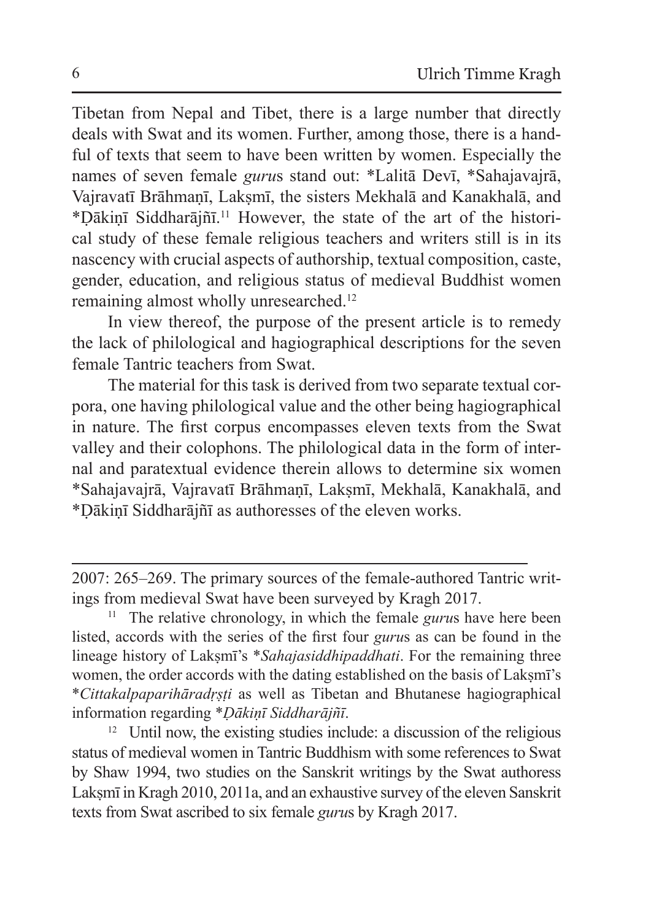Tibetan from Nepal and Tibet, there is a large number that directly deals with Swat and its women. Further, among those, there is a handful of texts that seem to have been written by women. Especially the names of seven female *guru*s stand out: *Lalitā Devī, *Sahajavajrā, Vajravatī Brāhmaṇī, Lakṣmī, the sisters Mekhalā and Kanakhalā, and *Ḍākiṇī Siddharājñī.[11] However, the state of the art of the historical study of these female religious teachers and writers still is in its nascency with crucial aspects of authorship, textual composition, caste, gender, education, and religious status of medieval Buddhist women remaining almost wholly unresearched.[12]

In view thereof, the purpose of the present article is to remedy the lack of philological and hagiographical descriptions for the seven female Tantric teachers from Swat.

The material for this task is derived from two separate textual corpora, one having philological value and the other being hagiographical in nature. The first corpus encompasses eleven texts from the Swat valley and their colophons. The philological data in the form of internal and paratextual evidence therein allows to determine six women *Sahajavajrā, Vajravatī Brāhmaṇī, Lakṣmī, Mekhalā, Kanakhalā, and *Ḍākiṇī Siddharājñī as authoresses of the eleven works.

---

2007: 265–269. The primary sources of the female-authored Tantric writings from medieval Swat have been surveyed by Kragh 2017.

[11] The relative chronology, in which the female *guru*s have here been listed, accords with the series of the first four *guru*s as can be found in the lineage history of Lakṣmī's **Sahajasiddhipaddhati*. For the remaining three women, the order accords with the dating established on the basis of Lakṣmī's **Cittakalpaparihāradṛṣṭi* as well as Tibetan and Bhutanese hagiographical information regarding **Ḍākiṇī Siddharājñī*.

[12] Until now, the existing studies include: a discussion of the religious status of medieval women in Tantric Buddhism with some references to Swat by Shaw 1994, two studies on the Sanskrit writings by the Swat authoress Lakṣmī in Kragh 2010, 2011a, and an exhaustive survey of the eleven Sanskrit texts from Swat ascribed to six female *guru*s by Kragh 2017.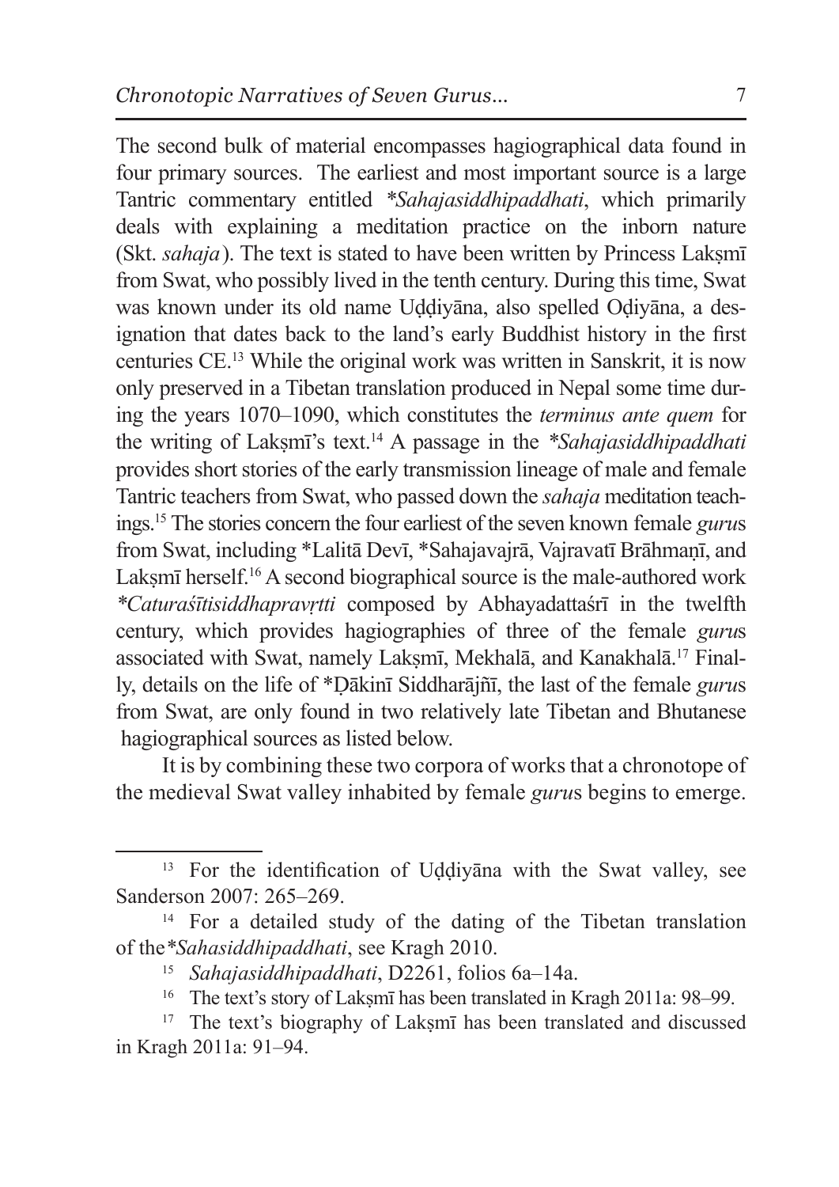The second bulk of material encompasses hagiographical data found in four primary sources. The earliest and most important source is a large Tantric commentary entitled *\*Sahajasiddhipaddhati*, which primarily deals with explaining a meditation practice on the inborn nature (Skt. *sahaja*). The text is stated to have been written by Princess Lakṣmī from Swat, who possibly lived in the tenth century. During this time, Swat was known under its old name Uḍḍiyāna, also spelled Oḍiyāna, a designation that dates back to the land's early Buddhist history in the first centuries CE.[13] While the original work was written in Sanskrit, it is now only preserved in a Tibetan translation produced in Nepal some time during the years 1070–1090, which constitutes the *terminus ante quem* for the writing of Lakṣmī's text.[14] A passage in the *\*Sahajasiddhipaddhati* provides short stories of the early transmission lineage of male and female Tantric teachers from Swat, who passed down the *sahaja* meditation teachings.[15] The stories concern the four earliest of the seven known female *guru*s from Swat, including *Lalitā Devī, *Sahajavajrā, Vajravatī Brāhmaṇī, and Lakṣmī herself.[16] A second biographical source is the male-authored work *\*Caturaśītisiddhapravṛtti* composed by Abhayadattaśrī in the twelfth century, which provides hagiographies of three of the female *guru*s associated with Swat, namely Lakṣmī, Mekhalā, and Kanakhalā.[17] Finally, details on the life of *Ḍākinī Siddharājñī, the last of the female *guru*s from Swat, are only found in two relatively late Tibetan and Bhutanese hagiographical sources as listed below.

It is by combining these two corpora of works that a chronotope of the medieval Swat valley inhabited by female *guru*s begins to emerge.

---

[13] For the identification of Uḍḍiyāna with the Swat valley, see Sanderson 2007: 265–269.

[14] For a detailed study of the dating of the Tibetan translation of the *\*Sahasiddhipaddhati*, see Kragh 2010.

[15] *Sahajasiddhipaddhati*, D2261, folios 6a–14a.

[16] The text's story of Lakṣmī has been translated in Kragh 2011a: 98–99.

[17] The text's biography of Lakṣmī has been translated and discussed in Kragh 2011a: 91–94.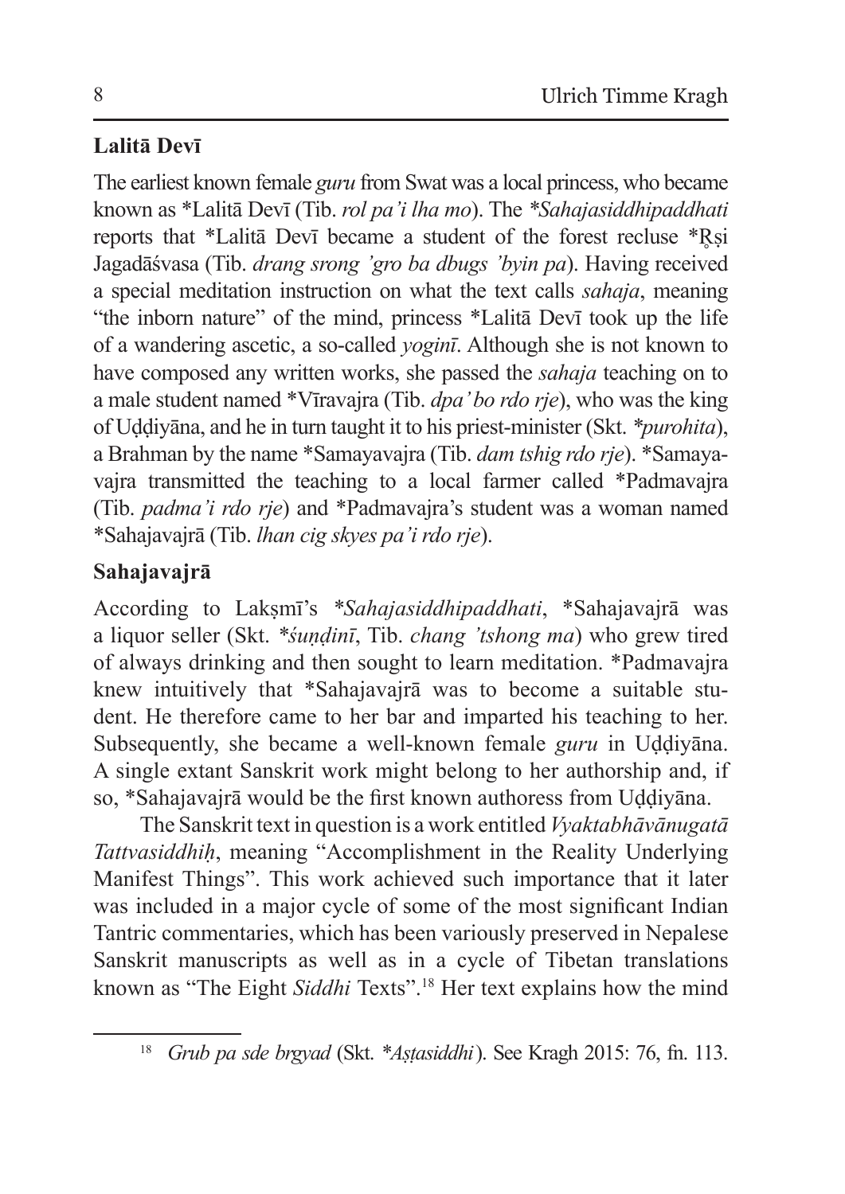## Lalitā Devī

The earliest known female *guru* from Swat was a local princess, who became known as *Lalitā Devī (Tib. *rol pa'i lha mo*). The **Sahajasiddhipaddhati* reports that *Lalitā Devī became a student of the forest recluse *Ṛṣi Jagadāśvasa (Tib. *drang srong 'gro ba dbugs 'byin pa*). Having received a special meditation instruction on what the text calls *sahaja*, meaning "the inborn nature" of the mind, princess *Lalitā Devī took up the life of a wandering ascetic, a so-called *yoginī*. Although she is not known to have composed any written works, she passed the *sahaja* teaching on to a male student named *Vīravajra (Tib. *dpa' bo rdo rje*), who was the king of Uḍḍiyāna, and he in turn taught it to his priest-minister (Skt. **purohita*), a Brahman by the name *Samayavajra (Tib. *dam tshig rdo rje*). *Samayavajra transmitted the teaching to a local farmer called *Padmavajra (Tib. *padma'i rdo rje*) and *Padmavajra's student was a woman named *Sahajavajrā (Tib. *lhan cig skyes pa'i rdo rje*).

## Sahajavajrā

According to Lakṣmī's **Sahajasiddhipaddhati*, *Sahajavajrā was a liquor seller (Skt. **śuṇḍinī*, Tib. *chang 'tshong ma*) who grew tired of always drinking and then sought to learn meditation. *Padmavajra knew intuitively that *Sahajavajrā was to become a suitable student. He therefore came to her bar and imparted his teaching to her. Subsequently, she became a well-known female *guru* in Uḍḍiyāna. A single extant Sanskrit work might belong to her authorship and, if so, *Sahajavajrā would be the first known authoress from Uḍḍiyāna.

The Sanskrit text in question is a work entitled *Vyaktabhāvānugatā Tattvasiddhiḥ*, meaning "Accomplishment in the Reality Underlying Manifest Things". This work achieved such importance that it later was included in a major cycle of some of the most significant Indian Tantric commentaries, which has been variously preserved in Nepalese Sanskrit manuscripts as well as in a cycle of Tibetan translations known as "The Eight *Siddhi* Texts".[18] Her text explains how the mind

---

[18] *Grub pa sde brgyad* (Skt. **Aṣṭasiddhi*). See Kragh 2015: 76, fn. 113.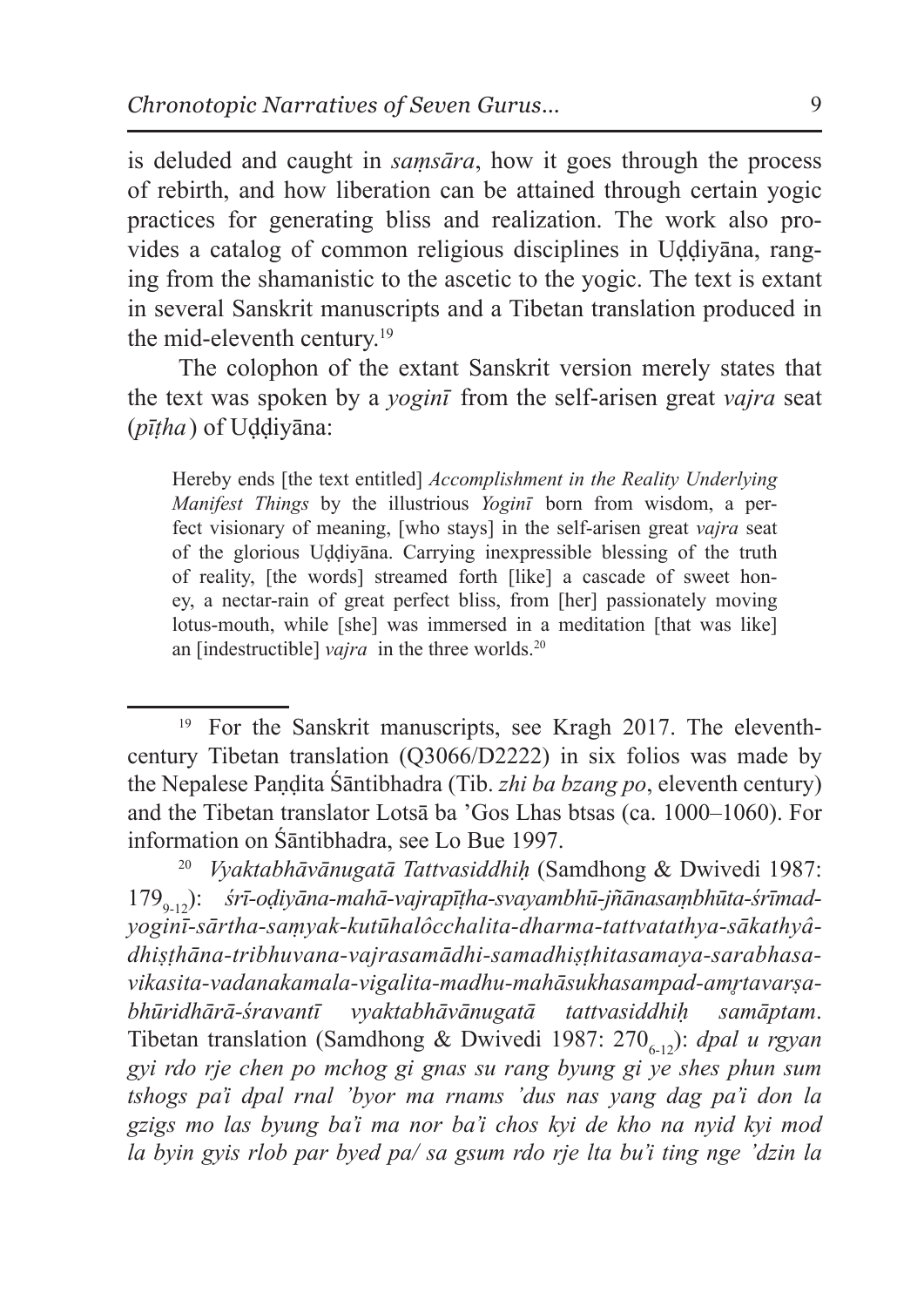is deluded and caught in *saṃsāra*, how it goes through the process of rebirth, and how liberation can be attained through certain yogic practices for generating bliss and realization. The work also provides a catalog of common religious disciplines in Uḍḍiyāna, ranging from the shamanistic to the ascetic to the yogic. The text is extant in several Sanskrit manuscripts and a Tibetan translation produced in the mid-eleventh century.[19]

The colophon of the extant Sanskrit version merely states that the text was spoken by a *yoginī* from the self-arisen great *vajra* seat (*pīṭha*) of Uḍḍiyāna:

> Hereby ends [the text entitled] *Accomplishment in the Reality Underlying Manifest Things* by the illustrious *Yoginī* born from wisdom, a perfect visionary of meaning, [who stays] in the self-arisen great *vajra* seat of the glorious Uḍḍiyāna. Carrying inexpressible blessing of the truth of reality, [the words] streamed forth [like] a cascade of sweet honey, a nectar-rain of great perfect bliss, from [her] passionately moving lotus-mouth, while [she] was immersed in a meditation [that was like] an [indestructible] *vajra* in the three worlds.[20]

---

[19] For the Sanskrit manuscripts, see Kragh 2017. The eleventh-century Tibetan translation (Q3066/D2222) in six folios was made by the Nepalese Paṇḍita Śāntibhadra (Tib. *zhi ba bzang po*, eleventh century) and the Tibetan translator Lotsā ba 'Gos Lhas btsas (ca. 1000–1060). For information on Śāntibhadra, see Lo Bue 1997.

[20] *Vyaktabhāvānugatā Tattvasiddhiḥ* (Samdhong & Dwivedi 1987: $179_{9\text{-}12}$): *śrī-oḍiyāna-mahā-vajrapīṭha-svayambhū-jñānasaṃbhūta-śrīmad-yoginī-sārtha-saṃyak-kutūhalôcchalita-dharma-tattvatathya-sākathyâdhiṣṭhāna-tribhuvana-vajrasamādhi-samadhiṣṭhitasamaya-sarabhasa-vikasita-vadanakamala-vigalita-madhu-mahāsukhasampad-amṛtavarṣa-bhūridhārā-śravantī vyaktabhāvānugatā tattvasiddhiḥ samāptam*. Tibetan translation (Samdhong & Dwivedi 1987: $270_{6\text{-}12}$): *dpal u rgyan gyi rdo rje chen po mchog gi gnas su rang byung gi ye shes phun sum tshogs pa'i dpal rnal 'byor ma rnams 'dus nas yang dag pa'i don la gzigs mo las byung ba'i ma nor ba'i chos kyi de kho na nyid kyi mod la byin gyis rlob par byed pa/ sa gsum rdo rje lta bu'i ting nge 'dzin la*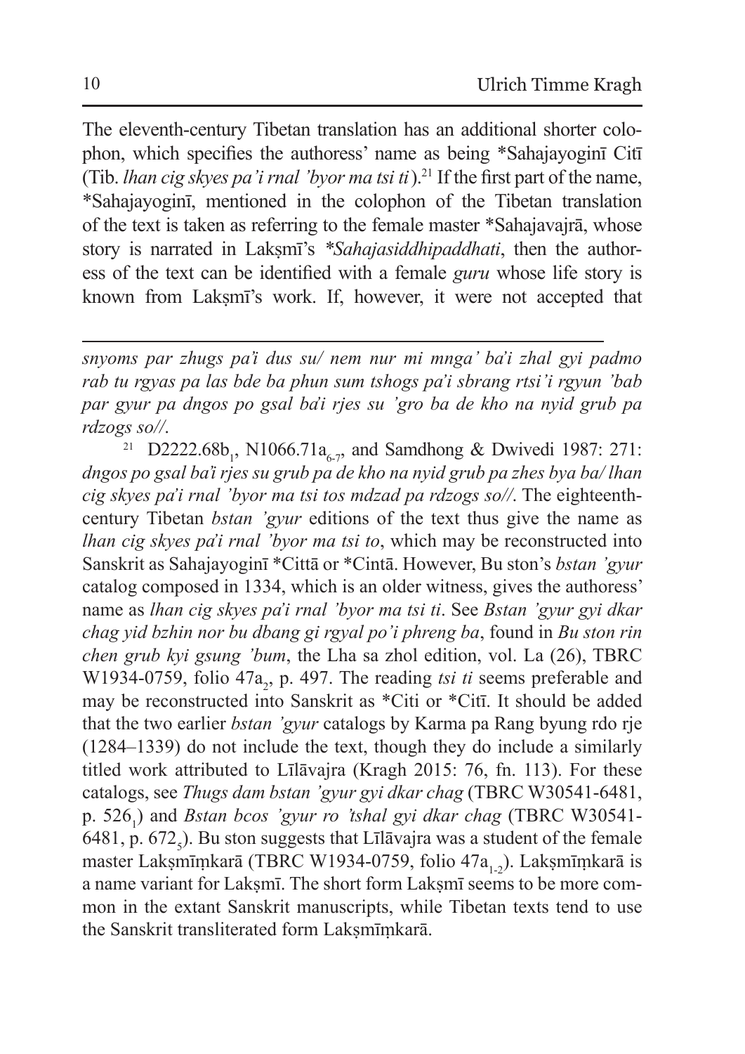The eleventh-century Tibetan translation has an additional shorter colophon, which specifies the authoress' name as being *Sahajayoginī Citī (Tib. *lhan cig skyes pa'i rnal 'byor ma tsi ti*).[21] If the first part of the name, *Sahajayoginī, mentioned in the colophon of the Tibetan translation of the text is taken as referring to the female master *Sahajavajrā, whose story is narrated in Lakṣmī's *\*Sahajasiddhipaddhati*, then the authoress of the text can be identified with a female *guru* whose life story is known from Lakṣmī's work. If, however, it were not accepted that

---

*snyoms par zhugs pa'i dus su/ nem nur mi mnga' ba'i zhal gyi padmo rab tu rgyas pa las bde ba phun sum tshogs pa'i sbrang rtsi'i rgyun 'bab par gyur pa dngos po gsal ba'i rjes su 'gro ba de kho na nyid grub pa rdzogs so//*.

[21] D2222.68$b_1$, N1066.71$a_{6\text{-}7}$, and Samdhong & Dwivedi 1987: 271: *dngos po gsal ba'i rjes su grub pa de kho na nyid grub pa zhes bya ba/ lhan cig skyes pa'i rnal 'byor ma tsi tos mdzad pa rdzogs so//*. The eighteenth-century Tibetan *bstan 'gyur* editions of the text thus give the name as *lhan cig skyes pa'i rnal 'byor ma tsi to*, which may be reconstructed into Sanskrit as Sahajayoginī *Cittā or *Cintā. However, Bu ston's *bstan 'gyur* catalog composed in 1334, which is an older witness, gives the authoress' name as *lhan cig skyes pa'i rnal 'byor ma tsi ti*. See *Bstan 'gyur gyi dkar chag yid bzhin nor bu dbang gi rgyal po'i phreng ba*, found in *Bu ston rin chen grub kyi gsung 'bum*, the Lha sa zhol edition, vol. La (26), TBRC W1934-0759, folio 47$a_2$, p. 497. The reading *tsi ti* seems preferable and may be reconstructed into Sanskrit as *Citi or *Citī. It should be added that the two earlier *bstan 'gyur* catalogs by Karma pa Rang byung rdo rje (1284–1339) do not include the text, though they do include a similarly titled work attributed to Līlāvajra (Kragh 2015: 76, fn. 113). For these catalogs, see *Thugs dam bstan 'gyur gyi dkar chag* (TBRC W30541-6481, p. $526_1$) and *Bstan bcos 'gyur ro 'tshal gyi dkar chag* (TBRC W30541-6481, p. $672_5$). Bu ston suggests that Līlāvajra was a student of the female master Lakṣmīṃkarā (TBRC W1934-0759, folio 47$a_{1\text{-}2}$). Lakṣmīṃkarā is a name variant for Lakṣmī. The short form Lakṣmī seems to be more common in the extant Sanskrit manuscripts, while Tibetan texts tend to use the Sanskrit transliterated form Lakṣmīṃkarā.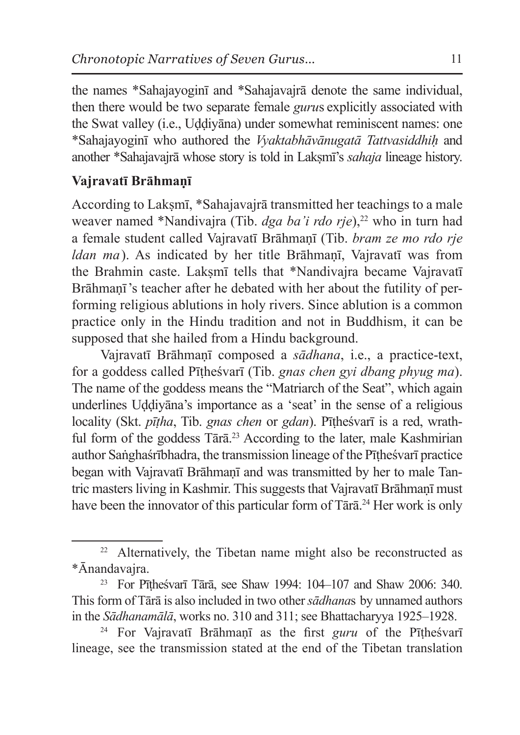the names *Sahajayoginī and *Sahajavajrā denote the same individual, then there would be two separate female *guru*s explicitly associated with the Swat valley (i.e., Uḍḍiyāna) under somewhat reminiscent names: one *Sahajayoginī who authored the *Vyaktabhāvānugatā Tattvasiddhiḥ* and another *Sahajavajrā whose story is told in Lakṣmī's *sahaja* lineage history.

### Vajravatī Brāhmaṇī

According to Lakṣmī, *Sahajavajrā transmitted her teachings to a male weaver named *Nandivajra (Tib. *dga ba'i rdo rje*),[22] who in turn had a female student called Vajravatī Brāhmaṇī (Tib. *bram ze mo rdo rje ldan ma*). As indicated by her title Brāhmaṇī, Vajravatī was from the Brahmin caste. Lakṣmī tells that *Nandivajra became Vajravatī Brāhmaṇī's teacher after he debated with her about the futility of performing religious ablutions in holy rivers. Since ablution is a common practice only in the Hindu tradition and not in Buddhism, it can be supposed that she hailed from a Hindu background.

Vajravatī Brāhmaṇī composed a *sādhana*, i.e., a practice-text, for a goddess called Pīṭheśvarī (Tib. *gnas chen gyi dbang phyug ma*). The name of the goddess means the "Matriarch of the Seat", which again underlines Uḍḍiyāna's importance as a 'seat' in the sense of a religious locality (Skt. *pīṭha*, Tib. *gnas chen* or *gdan*). Pīṭheśvarī is a red, wrathful form of the goddess Tārā.[23] According to the later, male Kashmirian author Saṅghaśrībhadra, the transmission lineage of the Pīṭheśvarī practice began with Vajravatī Brāhmaṇī and was transmitted by her to male Tantric masters living in Kashmir. This suggests that Vajravatī Brāhmaṇī must have been the innovator of this particular form of Tārā.[24] Her work is only

---

[22] Alternatively, the Tibetan name might also be reconstructed as *Ānandavajra.

[23] For Pīṭheśvarī Tārā, see Shaw 1994: 104–107 and Shaw 2006: 340. This form of Tārā is also included in two other *sādhana*s by unnamed authors in the *Sādhanamālā*, works no. 310 and 311; see Bhattacharyya 1925–1928.

[24] For Vajravatī Brāhmaṇī as the first *guru* of the Pīṭheśvarī lineage, see the transmission stated at the end of the Tibetan translation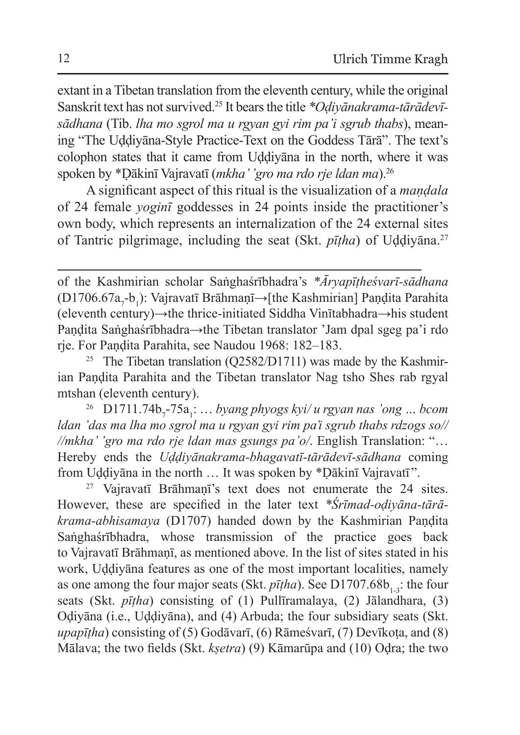extant in a Tibetan translation from the eleventh century, while the original Sanskrit text has not survived.[25] It bears the title *\*Oḍiyānakrama-tārādevī-sādhana* (Tib. *lha mo sgrol ma u rgyan gyi rim pa'i sgrub thabs*), meaning "The Uḍḍiyāna-Style Practice-Text on the Goddess Tārā". The text's colophon states that it came from Uḍḍiyāna in the north, where it was spoken by *Ḍākinī Vajravatī (*mkha' 'gro ma rdo rje ldan ma*).[26]

A significant aspect of this ritual is the visualization of a *maṇḍala* of 24 female *yoginī* goddesses in 24 points inside the practitioner's own body, which represents an internalization of the 24 external sites of Tantric pilgrimage, including the seat (Skt. *pīṭha*) of Uḍḍiyāna.[27]

---

of the Kashmirian scholar Saṅghaśrībhadra's *\*Āryapīṭheśvarī-sādhana* (D1706.67a$_7$-b$_1$): Vajravatī Brāhmaṇī→[the Kashmirian] Paṇḍita Parahita (eleventh century)→the thrice-initiated Siddha Vinītabhadra→his student Paṇḍita Saṅghaśrībhadra→the Tibetan translator 'Jam dpal sgeg pa'i rdo rje. For Paṇḍita Parahita, see Naudou 1968: 182–183.

[25] The Tibetan translation (Q2582/D1711) was made by the Kashmirian Paṇḍita Parahita and the Tibetan translator Nag tsho Shes rab rgyal mtshan (eleventh century).

[26] D1711.74b$_7$-75a$_1$: … *byang phyogs kyi/ u rgyan nas 'ong … bcom ldan 'das ma lha mo sgrol ma u rgyan gyi rim pa'i sgrub thabs rdzogs so// //mkha' 'gro ma rdo rje ldan mas gsungs pa'o/*. English Translation: "… Hereby ends the *Uḍḍiyānakrama-bhagavatī-tārādevī-sādhana* coming from Uḍḍiyāna in the north … It was spoken by *Ḍākinī Vajravatī".

[27] Vajravatī Brāhmaṇī's text does not enumerate the 24 sites. However, these are specified in the later text *\*Śrīmad-oḍiyāna-tārā-krama-abhisamaya* (D1707) handed down by the Kashmirian Paṇḍita Saṅghaśrībhadra, whose transmission of the practice goes back to Vajravatī Brāhmaṇī, as mentioned above. In the list of sites stated in his work, Uḍḍiyāna features as one of the most important localities, namely as one among the four major seats (Skt. *pīṭha*). See D1707.68b$_{1\text{-}3}$: the four seats (Skt. *pīṭha*) consisting of (1) Pullīramalaya, (2) Jālandhara, (3) Oḍiyāna (i.e., Uḍḍiyāna), and (4) Arbuda; the four subsidiary seats (Skt. *upapīṭha*) consisting of (5) Godāvarī, (6) Rāmeśvarī, (7) Devīkoṭa, and (8) Mālava; the two fields (Skt. *kṣetra*) (9) Kāmarūpa and (10) Oḍra; the two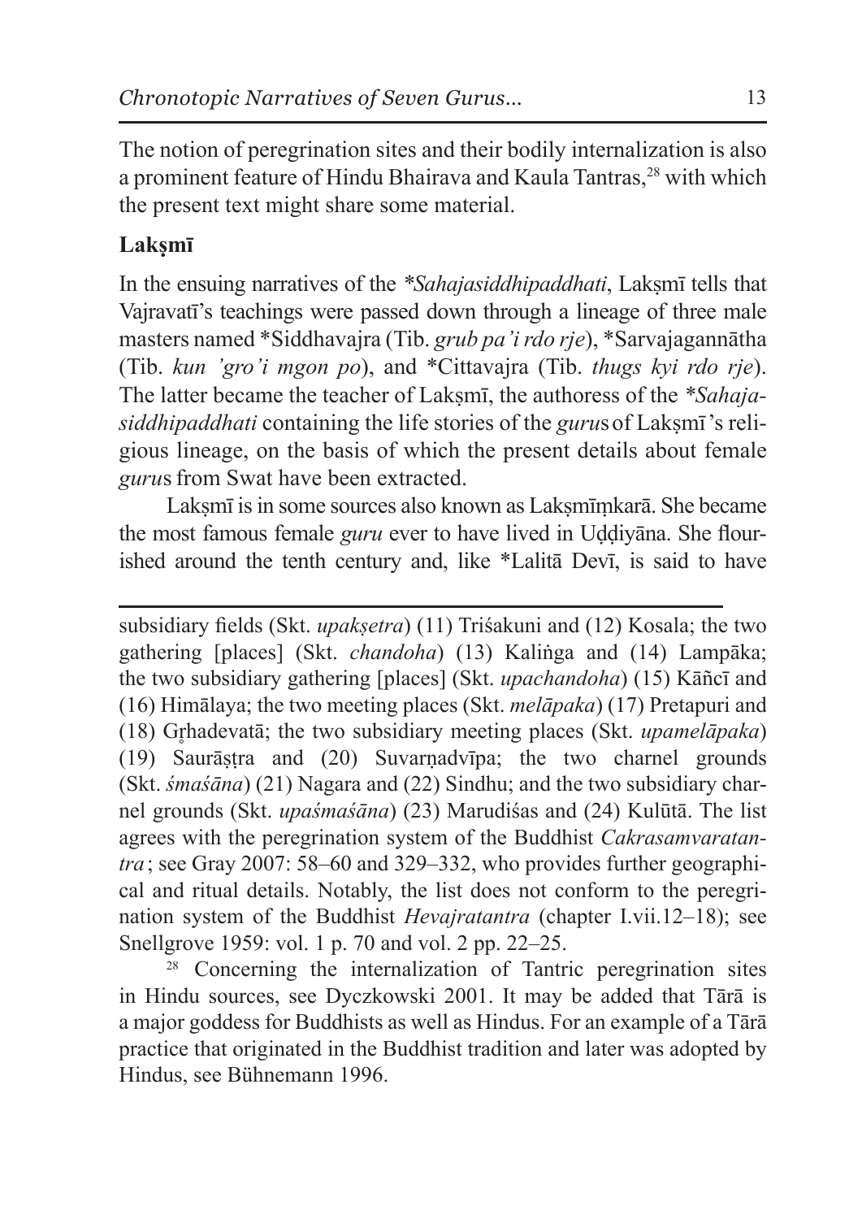The notion of peregrination sites and their bodily internalization is also a prominent feature of Hindu Bhairava and Kaula Tantras,[28] with which the present text might share some material.

**Lakṣmī**

In the ensuing narratives of the *\*Sahajasiddhipaddhati*, Lakṣmī tells that Vajravatī's teachings were passed down through a lineage of three male masters named \*Siddhavajra (Tib. *grub pa'i rdo rje*), \*Sarvajagannātha (Tib. *kun 'gro'i mgon po*), and \*Cittavajra (Tib. *thugs kyi rdo rje*). The latter became the teacher of Lakṣmī, the authoress of the *\*Sahajasiddhipaddhati* containing the life stories of the *guru*s of Lakṣmī's religious lineage, on the basis of which the present details about female *guru*s from Swat have been extracted.

Lakṣmī is in some sources also known as Lakṣmīṃkarā. She became the most famous female *guru* ever to have lived in Uḍḍiyāna. She flourished around the tenth century and, like \*Lalitā Devī, is said to have

---

subsidiary fields (Skt. *upakṣetra*) (11) Triśakuni and (12) Kosala; the two gathering [places] (Skt. *chandoha*) (13) Kaliṅga and (14) Lampāka; the two subsidiary gathering [places] (Skt. *upachandoha*) (15) Kāñcī and (16) Himālaya; the two meeting places (Skt. *melāpaka*) (17) Pretapuri and (18) Gṛhadevatā; the two subsidiary meeting places (Skt. *upamelāpaka*) (19) Saurāṣṭra and (20) Suvarṇadvīpa; the two charnel grounds (Skt. *śmaśāna*) (21) Nagara and (22) Sindhu; and the two subsidiary charnel grounds (Skt. *upaśmaśāna*) (23) Marudiśas and (24) Kulūtā. The list agrees with the peregrination system of the Buddhist *Cakrasamvaratantra*; see Gray 2007: 58–60 and 329–332, who provides further geographical and ritual details. Notably, the list does not conform to the peregrination system of the Buddhist *Hevajratantra* (chapter I.vii.12–18); see Snellgrove 1959: vol. 1 p. 70 and vol. 2 pp. 22–25.

[28] Concerning the internalization of Tantric peregrination sites in Hindu sources, see Dyczkowski 2001. It may be added that Tārā is a major goddess for Buddhists as well as Hindus. For an example of a Tārā practice that originated in the Buddhist tradition and later was adopted by Hindus, see Bühnemann 1996.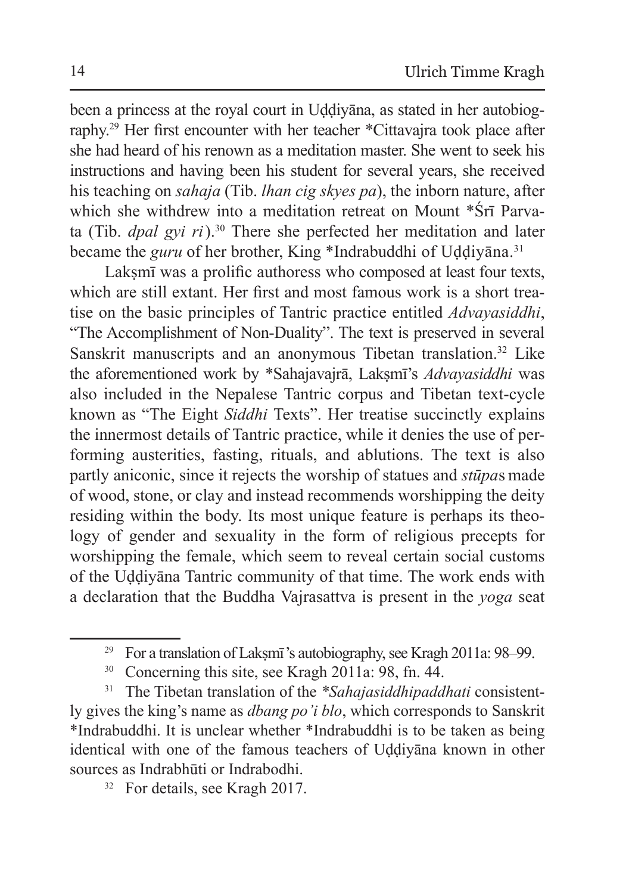been a princess at the royal court in Uḍḍiyāna, as stated in her autobiography.[29] Her first encounter with her teacher *Cittavajra took place after she had heard of his renown as a meditation master. She went to seek his instructions and having been his student for several years, she received his teaching on *sahaja* (Tib. *lhan cig skyes pa*), the inborn nature, after which she withdrew into a meditation retreat on Mount *Śrī Parvata (Tib. *dpal gyi ri*).[30] There she perfected her meditation and later became the *guru* of her brother, King *Indrabuddhi of Uḍḍiyāna.[31]

Lakṣmī was a prolific authoress who composed at least four texts, which are still extant. Her first and most famous work is a short treatise on the basic principles of Tantric practice entitled *Advayasiddhi*, "The Accomplishment of Non-Duality". The text is preserved in several Sanskrit manuscripts and an anonymous Tibetan translation.[32] Like the aforementioned work by *Sahajavajrā, Lakṣmī's *Advayasiddhi* was also included in the Nepalese Tantric corpus and Tibetan text-cycle known as "The Eight *Siddhi* Texts". Her treatise succinctly explains the innermost details of Tantric practice, while it denies the use of performing austerities, fasting, rituals, and ablutions. The text is also partly aniconic, since it rejects the worship of statues and *stūpa*s made of wood, stone, or clay and instead recommends worshipping the deity residing within the body. Its most unique feature is perhaps its theology of gender and sexuality in the form of religious precepts for worshipping the female, which seem to reveal certain social customs of the Uḍḍiyāna Tantric community of that time. The work ends with a declaration that the Buddha Vajrasattva is present in the *yoga* seat

---

[29] For a translation of Lakṣmī's autobiography, see Kragh 2011a: 98–99.

[30] Concerning this site, see Kragh 2011a: 98, fn. 44.

[31] The Tibetan translation of the **Sahajasiddhipaddhati* consistently gives the king's name as *dbang po'i blo*, which corresponds to Sanskrit *Indrabuddhi. It is unclear whether *Indrabuddhi is to be taken as being identical with one of the famous teachers of Uḍḍiyāna known in other sources as Indrabhūti or Indrabodhi.

[32] For details, see Kragh 2017.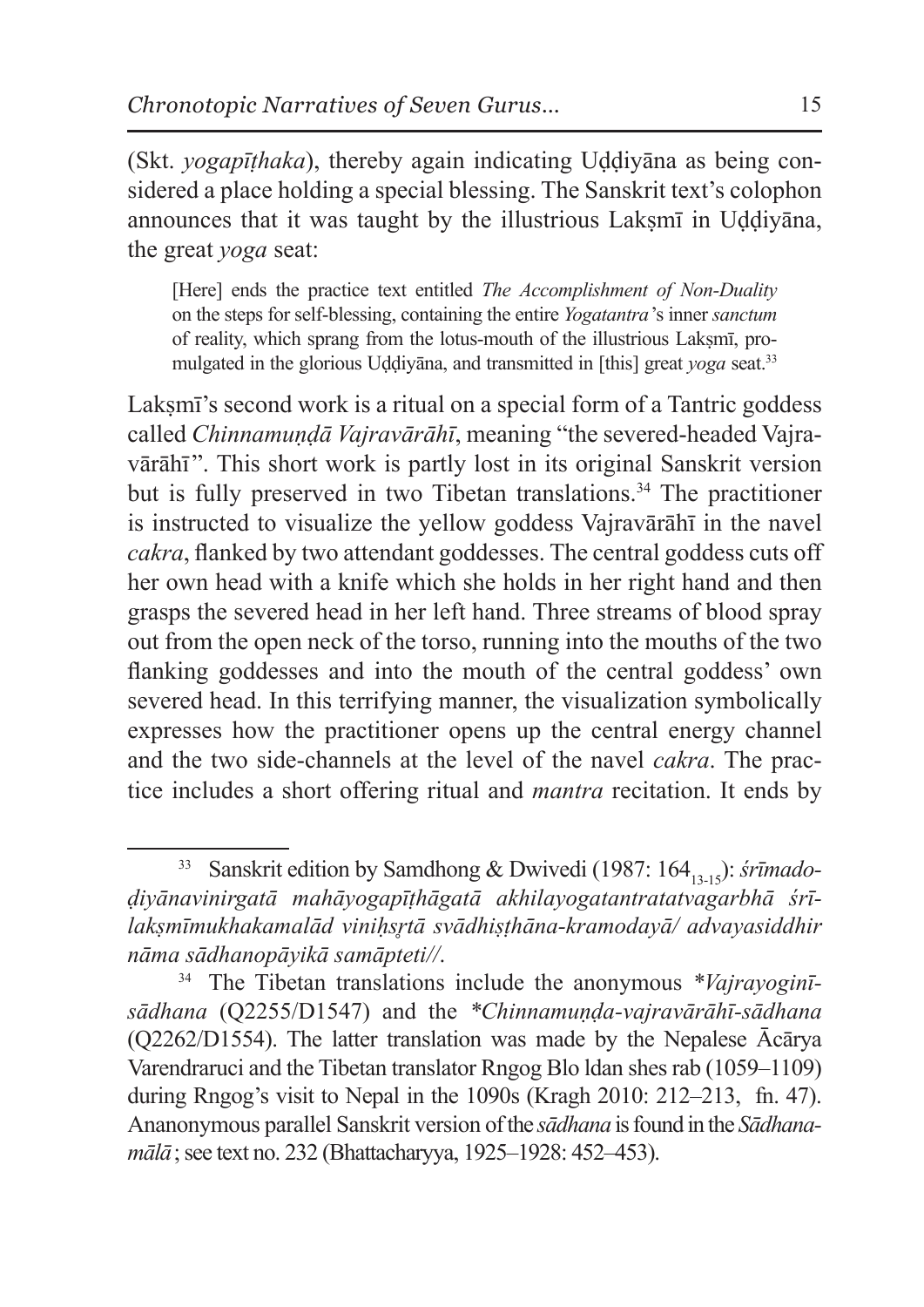(Skt. *yogapīṭhaka*), thereby again indicating Uḍḍiyāna as being considered a place holding a special blessing. The Sanskrit text's colophon announces that it was taught by the illustrious Lakṣmī in Uḍḍiyāna, the great *yoga* seat:

> [Here] ends the practice text entitled *The Accomplishment of Non-Duality* on the steps for self-blessing, containing the entire *Yogatantra*'s inner *sanctum* of reality, which sprang from the lotus-mouth of the illustrious Lakṣmī, promulgated in the glorious Uḍḍiyāna, and transmitted in [this] great *yoga* seat.[33]

Lakṣmī's second work is a ritual on a special form of a Tantric goddess called *Chinnamuṇḍā Vajravārāhī*, meaning "the severed-headed Vajravārāhī". This short work is partly lost in its original Sanskrit version but is fully preserved in two Tibetan translations.[34] The practitioner is instructed to visualize the yellow goddess Vajravārāhī in the navel *cakra*, flanked by two attendant goddesses. The central goddess cuts off her own head with a knife which she holds in her right hand and then grasps the severed head in her left hand. Three streams of blood spray out from the open neck of the torso, running into the mouths of the two flanking goddesses and into the mouth of the central goddess' own severed head. In this terrifying manner, the visualization symbolically expresses how the practitioner opens up the central energy channel and the two side-channels at the level of the navel *cakra*. The practice includes a short offering ritual and *mantra* recitation. It ends by

---

[33] Sanskrit edition by Samdhong & Dwivedi (1987: $164_{13\text{-}15}$): *śrīmadoḍiyānavinirgatā mahāyogapīṭhāgatā akhilayogatantratatvagarbhā śrīlakṣmīmukhakamalād viniḥsṛtā svādhiṣṭhāna-kramodayā/ advayasiddhir nāma sādhanopāyikā samāpteti//*.

[34] The Tibetan translations include the anonymous *\*Vajrayoginī-sādhana* (Q2255/D1547) and the *\*Chinnamuṇḍa-vajravārāhī-sādhana* (Q2262/D1554). The latter translation was made by the Nepalese Ācārya Varendraruci and the Tibetan translator Rngog Blo ldan shes rab (1059–1109) during Rngog's visit to Nepal in the 1090s (Kragh 2010: 212–213, fn. 47). Ananonymous parallel Sanskrit version of the *sādhana* is found in the *Sādhanamālā*; see text no. 232 (Bhattacharyya, 1925–1928: 452–453).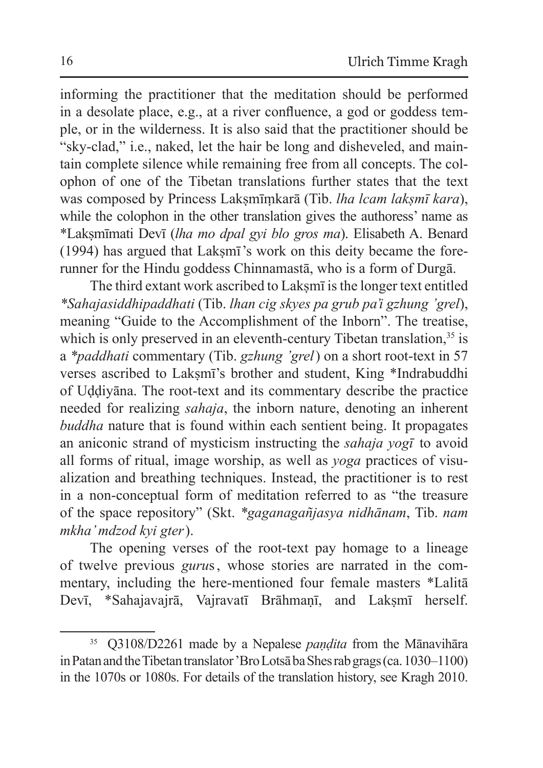informing the practitioner that the meditation should be performed in a desolate place, e.g., at a river confluence, a god or goddess temple, or in the wilderness. It is also said that the practitioner should be "sky-clad," i.e., naked, let the hair be long and disheveled, and maintain complete silence while remaining free from all concepts. The colophon of one of the Tibetan translations further states that the text was composed by Princess Lakṣmīṃkarā (Tib. *lha lcam lakṣmī kara*), while the colophon in the other translation gives the authoress' name as *Lakṣmīmati Devī (*lha mo dpal gyi blo gros ma*). Elisabeth A. Benard (1994) has argued that Lakṣmī's work on this deity became the forerunner for the Hindu goddess Chinnamastā, who is a form of Durgā.

The third extant work ascribed to Lakṣmī is the longer text entitled *\*Sahajasiddhipaddhati* (Tib. *lhan cig skyes pa grub pa'i gzhung 'grel*), meaning "Guide to the Accomplishment of the Inborn". The treatise, which is only preserved in an eleventh-century Tibetan translation,[35] is a *\*paddhati* commentary (Tib. *gzhung 'grel*) on a short root-text in 57 verses ascribed to Lakṣmī's brother and student, King *Indrabuddhi of Uḍḍiyāna. The root-text and its commentary describe the practice needed for realizing *sahaja*, the inborn nature, denoting an inherent *buddha* nature that is found within each sentient being. It propagates an aniconic strand of mysticism instructing the *sahaja yogī* to avoid all forms of ritual, image worship, as well as *yoga* practices of visualization and breathing techniques. Instead, the practitioner is to rest in a non-conceptual form of meditation referred to as "the treasure of the space repository" (Skt. *\*gaganagañjasya nidhānam*, Tib. *nam mkha' mdzod kyi gter*).

The opening verses of the root-text pay homage to a lineage of twelve previous *guru*s, whose stories are narrated in the commentary, including the here-mentioned four female masters *Lalitā Devī, *Sahajavajrā, Vajravatī Brāhmaṇī, and Lakṣmī herself.

---

[35] Q3108/D2261 made by a Nepalese *paṇḍita* from the Mānavihāra in Patan and the Tibetan translator 'Bro Lotsā ba Shes rab grags (ca. 1030–1100) in the 1070s or 1080s. For details of the translation history, see Kragh 2010.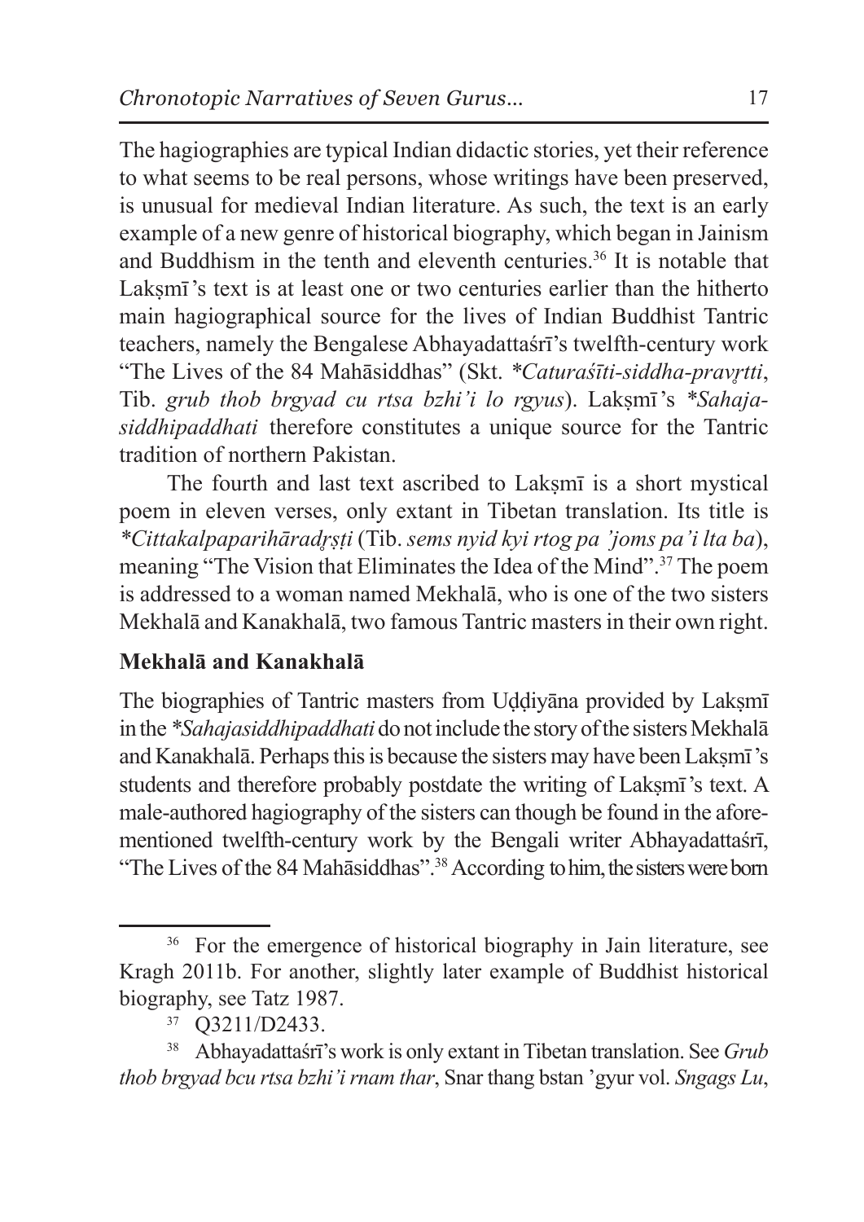The hagiographies are typical Indian didactic stories, yet their reference to what seems to be real persons, whose writings have been preserved, is unusual for medieval Indian literature. As such, the text is an early example of a new genre of historical biography, which began in Jainism and Buddhism in the tenth and eleventh centuries.[36] It is notable that Lakṣmī's text is at least one or two centuries earlier than the hitherto main hagiographical source for the lives of Indian Buddhist Tantric teachers, namely the Bengalese Abhayadattaśrī's twelfth-century work "The Lives of the 84 Mahāsiddhas" (Skt. *\*Caturaśīti-siddha-pravṛtti*, Tib. *grub thob brgyad cu rtsa bzhi'i lo rgyus*). Lakṣmī's *\*Sahaja-siddhipaddhati* therefore constitutes a unique source for the Tantric tradition of northern Pakistan.

The fourth and last text ascribed to Lakṣmī is a short mystical poem in eleven verses, only extant in Tibetan translation. Its title is *\*Cittakalpaparihāradṛṣṭi* (Tib. *sems nyid kyi rtog pa 'joms pa'i lta ba*), meaning "The Vision that Eliminates the Idea of the Mind".[37] The poem is addressed to a woman named Mekhalā, who is one of the two sisters Mekhalā and Kanakhalā, two famous Tantric masters in their own right.

## Mekhalā and Kanakhalā

The biographies of Tantric masters from Uḍḍiyāna provided by Lakṣmī in the *\*Sahajasiddhipaddhati* do not include the story of the sisters Mekhalā and Kanakhalā. Perhaps this is because the sisters may have been Lakṣmī's students and therefore probably postdate the writing of Lakṣmī's text. A male-authored hagiography of the sisters can though be found in the afore-mentioned twelfth-century work by the Bengali writer Abhayadattaśrī, "The Lives of the 84 Mahāsiddhas".[38] According to him, the sisters were born

---

[36] For the emergence of historical biography in Jain literature, see Kragh 2011b. For another, slightly later example of Buddhist historical biography, see Tatz 1987.

[37] Q3211/D2433.

[38] Abhayadattaśrī's work is only extant in Tibetan translation. See *Grub thob brgyad bcu rtsa bzhi'i rnam thar*, Snar thang bstan 'gyur vol. *Sngags Lu*,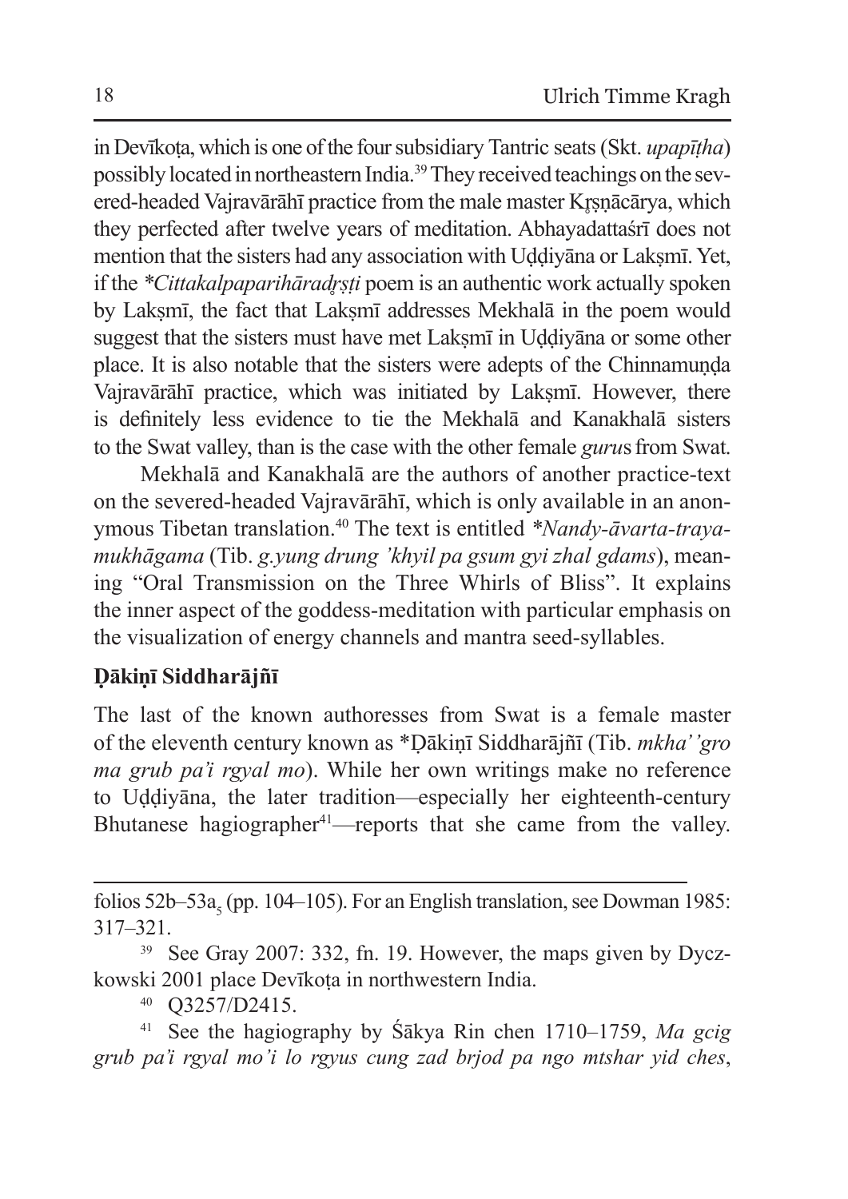in Devīkoṭa, which is one of the four subsidiary Tantric seats (Skt. *upapīṭha*) possibly located in northeastern India.[39] They received teachings on the severed-headed Vajravārāhī practice from the male master Kṛṣṇācārya, which they perfected after twelve years of meditation. Abhayadattaśrī does not mention that the sisters had any association with Uḍḍiyāna or Lakṣmī. Yet, if the *\*Cittakalpaparihāradṛṣṭi* poem is an authentic work actually spoken by Lakṣmī, the fact that Lakṣmī addresses Mekhalā in the poem would suggest that the sisters must have met Lakṣmī in Uḍḍiyāna or some other place. It is also notable that the sisters were adepts of the Chinnamuṇḍa Vajravārāhī practice, which was initiated by Lakṣmī. However, there is definitely less evidence to tie the Mekhalā and Kanakhalā sisters to the Swat valley, than is the case with the other female *guru*s from Swat.

Mekhalā and Kanakhalā are the authors of another practice-text on the severed-headed Vajravārāhī, which is only available in an anonymous Tibetan translation.[40] The text is entitled *\*Nandy-āvarta-traya-mukhāgama* (Tib. *g.yung drung 'khyil pa gsum gyi zhal gdams*), meaning "Oral Transmission on the Three Whirls of Bliss". It explains the inner aspect of the goddess-meditation with particular emphasis on the visualization of energy channels and mantra seed-syllables.

## Ḍākiṇī Siddharājñī

The last of the known authoresses from Swat is a female master of the eleventh century known as \*Ḍākiṇī Siddharājñī (Tib. *mkha' 'gro ma grub pa'i rgyal mo*). While her own writings make no reference to Uḍḍiyāna, the later tradition—especially her eighteenth-century Bhutanese hagiographer[41]—reports that she came from the valley.

---

folios 52b–53a$_5$ (pp. 104–105). For an English translation, see Dowman 1985: 317–321.

[39] See Gray 2007: 332, fn. 19. However, the maps given by Dyczkowski 2001 place Devīkoṭa in northwestern India.

[40] Q3257/D2415.

[41] See the hagiography by Śākya Rin chen 1710–1759, *Ma gcig grub pa'i rgyal mo'i lo rgyus cung zad brjod pa ngo mtshar yid ches*,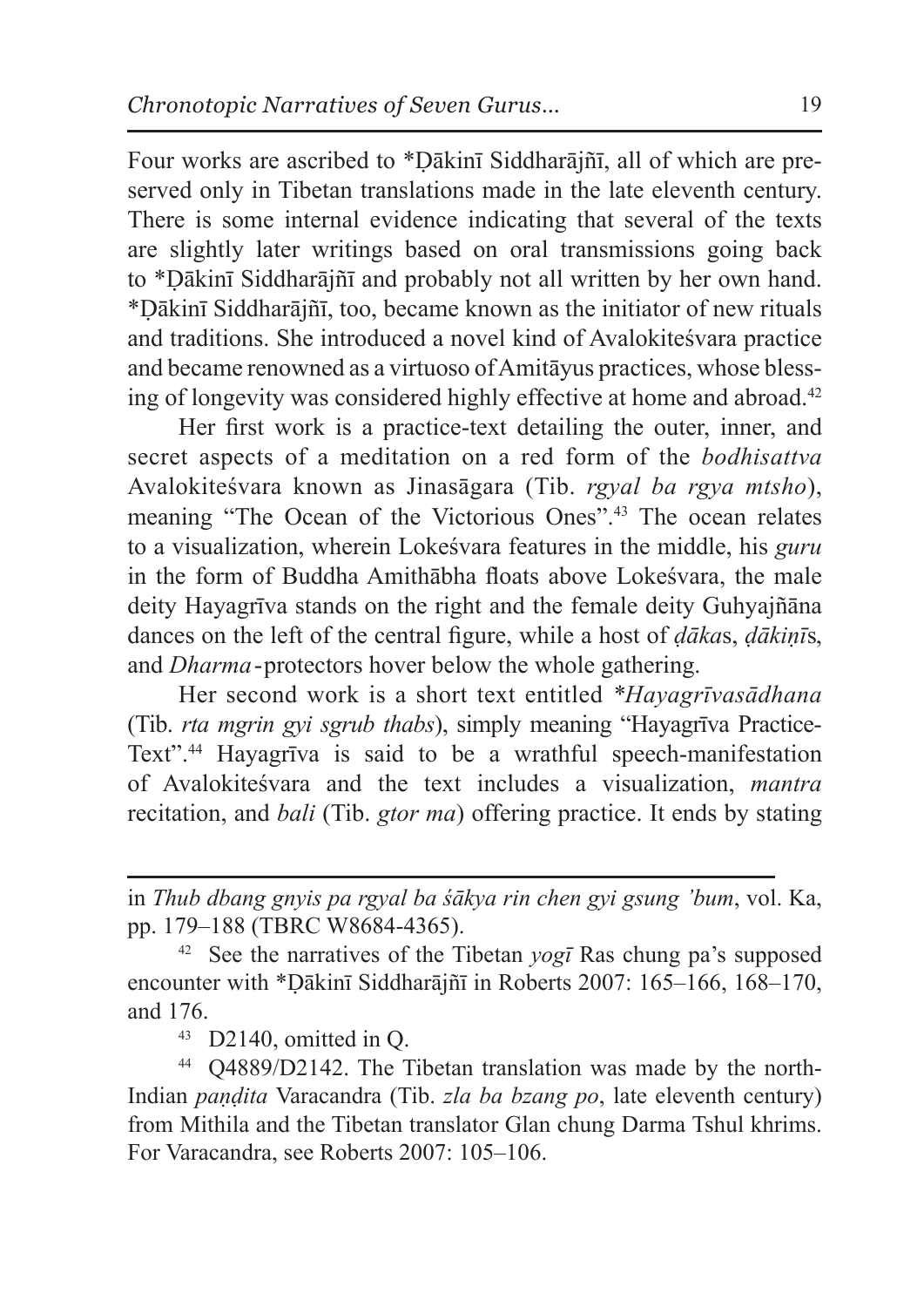Four works are ascribed to *Ḍākinī Siddharājñī, all of which are preserved only in Tibetan translations made in the late eleventh century. There is some internal evidence indicating that several of the texts are slightly later writings based on oral transmissions going back to *Ḍākinī Siddharājñī and probably not all written by her own hand. *Ḍākinī Siddharājñī, too, became known as the initiator of new rituals and traditions. She introduced a novel kind of Avalokiteśvara practice and became renowned as a virtuoso of Amitāyus practices, whose blessing of longevity was considered highly effective at home and abroad.[42]

Her first work is a practice-text detailing the outer, inner, and secret aspects of a meditation on a red form of the *bodhisattva* Avalokiteśvara known as Jinasāgara (Tib. *rgyal ba rgya mtsho*), meaning "The Ocean of the Victorious Ones".[43] The ocean relates to a visualization, wherein Lokeśvara features in the middle, his *guru* in the form of Buddha Amithābha floats above Lokeśvara, the male deity Hayagrīva stands on the right and the female deity Guhyajñāna dances on the left of the central figure, while a host of *ḍāka*s, *ḍākiṇī*s, and *Dharma*-protectors hover below the whole gathering.

Her second work is a short text entitled *\*Hayagrīvasādhana* (Tib. *rta mgrin gyi sgrub thabs*), simply meaning "Hayagrīva Practice-Text".[44] Hayagrīva is said to be a wrathful speech-manifestation of Avalokiteśvara and the text includes a visualization, *mantra* recitation, and *bali* (Tib. *gtor ma*) offering practice. It ends by stating

---

in *Thub dbang gnyis pa rgyal ba śākya rin chen gyi gsung 'bum*, vol. Ka, pp. 179–188 (TBRC W8684-4365).

[42] See the narratives of the Tibetan *yogī* Ras chung pa's supposed encounter with *Ḍākinī Siddharājñī in Roberts 2007: 165–166, 168–170, and 176.

[43] D2140, omitted in Q.

[44] Q4889/D2142. The Tibetan translation was made by the north-Indian *paṇḍita* Varacandra (Tib. *zla ba bzang po*, late eleventh century) from Mithila and the Tibetan translator Glan chung Darma Tshul khrims. For Varacandra, see Roberts 2007: 105–106.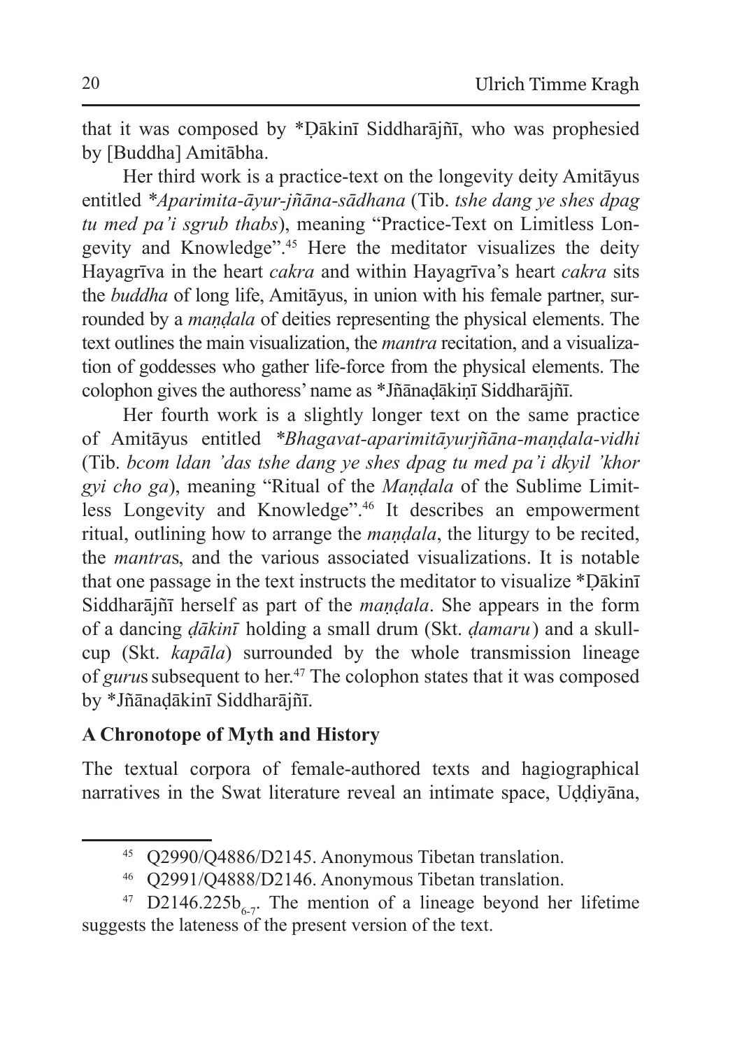that it was composed by *Ḍākinī Siddharājñī, who was prophesied by [Buddha] Amitābha.

Her third work is a practice-text on the longevity deity Amitāyus entitled *\*Aparimita-āyur-jñāna-sādhana* (Tib. *tshe dang ye shes dpag tu med pa'i sgrub thabs*), meaning "Practice-Text on Limitless Longevity and Knowledge".[45] Here the meditator visualizes the deity Hayagrīva in the heart *cakra* and within Hayagrīva's heart *cakra* sits the *buddha* of long life, Amitāyus, in union with his female partner, surrounded by a *maṇḍala* of deities representing the physical elements. The text outlines the main visualization, the *mantra* recitation, and a visualization of goddesses who gather life-force from the physical elements. The colophon gives the authoress' name as *Jñānaḍākiṇī Siddharājñī.

Her fourth work is a slightly longer text on the same practice of Amitāyus entitled *\*Bhagavat-aparimitāyurjñāna-maṇḍala-vidhi* (Tib. *bcom ldan 'das tshe dang ye shes dpag tu med pa'i dkyil 'khor gyi cho ga*), meaning "Ritual of the *Maṇḍala* of the Sublime Limitless Longevity and Knowledge".[46] It describes an empowerment ritual, outlining how to arrange the *maṇḍala*, the liturgy to be recited, the *mantra*s, and the various associated visualizations. It is notable that one passage in the text instructs the meditator to visualize *Ḍākinī Siddharājñī herself as part of the *maṇḍala*. She appears in the form of a dancing *ḍākinī* holding a small drum (Skt. *ḍamaru*) and a skull-cup (Skt. *kapāla*) surrounded by the whole transmission lineage of *guru*s subsequent to her.[47] The colophon states that it was composed by *Jñānaḍākinī Siddharājñī.

### A Chronotope of Myth and History

The textual corpora of female-authored texts and hagiographical narratives in the Swat literature reveal an intimate space, Uḍḍiyāna,

---

[45] Q2990/Q4886/D2145. Anonymous Tibetan translation.

[46] Q2991/Q4888/D2146. Anonymous Tibetan translation.

[47] D2146.225b$_{6-7}$. The mention of a lineage beyond her lifetime suggests the lateness of the present version of the text.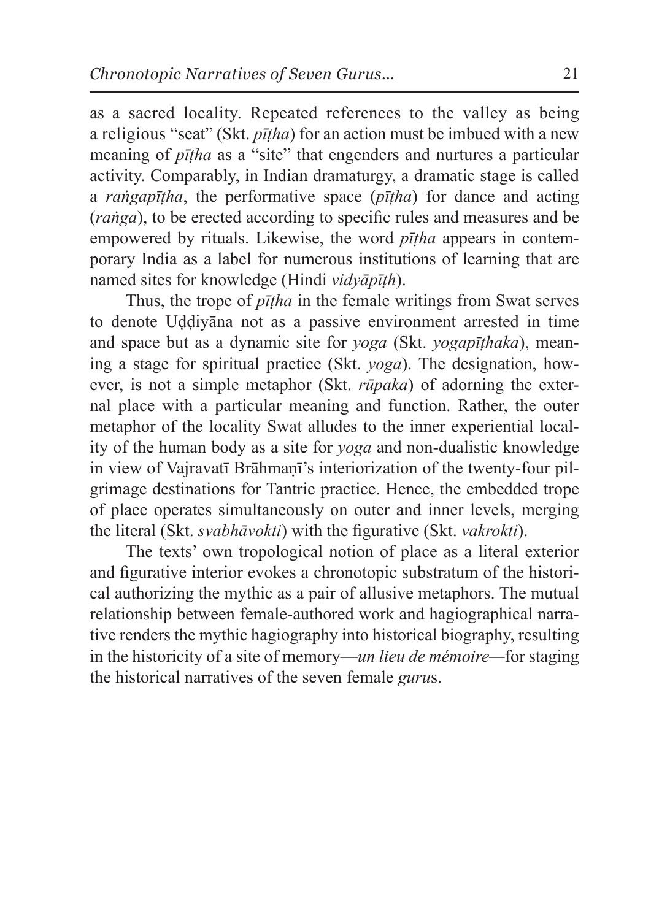as a sacred locality. Repeated references to the valley as being a religious "seat" (Skt. *pīṭha*) for an action must be imbued with a new meaning of *pīṭha* as a "site" that engenders and nurtures a particular activity. Comparably, in Indian dramaturgy, a dramatic stage is called a *raṅgapīṭha*, the performative space (*pīṭha*) for dance and acting (*raṅga*), to be erected according to specific rules and measures and be empowered by rituals. Likewise, the word *pīṭha* appears in contemporary India as a label for numerous institutions of learning that are named sites for knowledge (Hindi *vidyāpīṭh*).

Thus, the trope of *pīṭha* in the female writings from Swat serves to denote Uḍḍiyāna not as a passive environment arrested in time and space but as a dynamic site for *yoga* (Skt. *yogapīṭhaka*), meaning a stage for spiritual practice (Skt. *yoga*). The designation, however, is not a simple metaphor (Skt. *rūpaka*) of adorning the external place with a particular meaning and function. Rather, the outer metaphor of the locality Swat alludes to the inner experiential locality of the human body as a site for *yoga* and non-dualistic knowledge in view of Vajravatī Brāhmaṇī's interiorization of the twenty-four pilgrimage destinations for Tantric practice. Hence, the embedded trope of place operates simultaneously on outer and inner levels, merging the literal (Skt. *svabhāvokti*) with the figurative (Skt. *vakrokti*).

The texts' own tropological notion of place as a literal exterior and figurative interior evokes a chronotopic substratum of the historical authorizing the mythic as a pair of allusive metaphors. The mutual relationship between female-authored work and hagiographical narrative renders the mythic hagiography into historical biography, resulting in the historicity of a site of memory—*un lieu de mémoire*—for staging the historical narratives of the seven female *guru*s.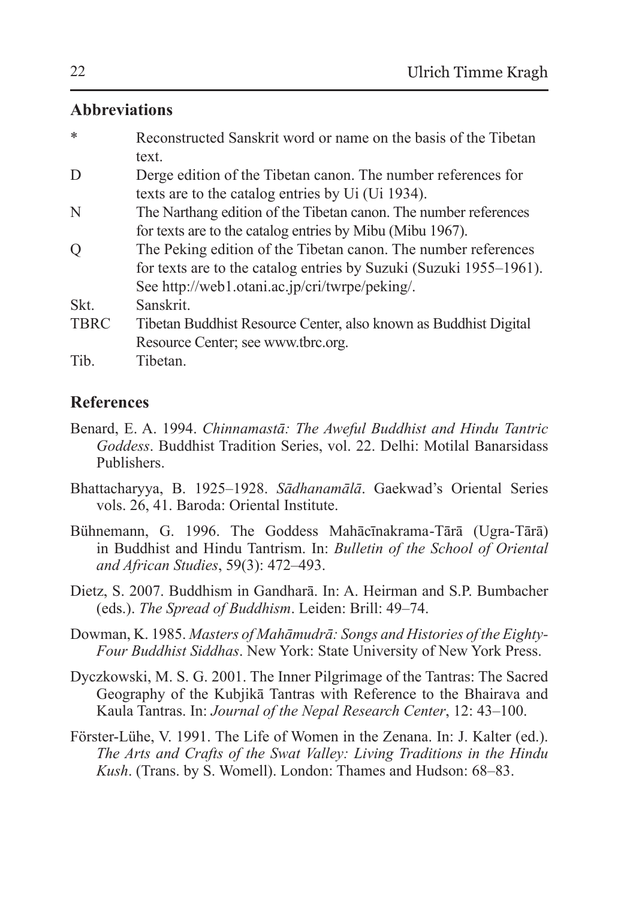## Abbreviations

| | |
|---|---|
| * | Reconstructed Sanskrit word or name on the basis of the Tibetan text. |
| D | Derge edition of the Tibetan canon. The number references for texts are to the catalog entries by Ui (Ui 1934). |
| N | The Narthang edition of the Tibetan canon. The number references for texts are to the catalog entries by Mibu (Mibu 1967). |
| Q | The Peking edition of the Tibetan canon. The number references for texts are to the catalog entries by Suzuki (Suzuki 1955–1961). See http://web1.otani.ac.jp/cri/twrpe/peking/. |
| Skt. | Sanskrit. |
| TBRC | Tibetan Buddhist Resource Center, also known as Buddhist Digital Resource Center; see www.tbrc.org. |
| Tib. | Tibetan. |

## References

Benard, E. A. 1994. *Chinnamastā: The Aweful Buddhist and Hindu Tantric Goddess*. Buddhist Tradition Series, vol. 22. Delhi: Motilal Banarsidass Publishers.

Bhattacharyya, B. 1925–1928. *Sādhanamālā*. Gaekwad's Oriental Series vols. 26, 41. Baroda: Oriental Institute.

Bühnemann, G. 1996. The Goddess Mahācīnakrama-Tārā (Ugra-Tārā) in Buddhist and Hindu Tantrism. In: *Bulletin of the School of Oriental and African Studies*, 59(3): 472–493.

Dietz, S. 2007. Buddhism in Gandharā. In: A. Heirman and S.P. Bumbacher (eds.). *The Spread of Buddhism*. Leiden: Brill: 49–74.

Dowman, K. 1985. *Masters of Mahāmudrā: Songs and Histories of the Eighty-Four Buddhist Siddhas*. New York: State University of New York Press.

Dyczkowski, M. S. G. 2001. The Inner Pilgrimage of the Tantras: The Sacred Geography of the Kubjikā Tantras with Reference to the Bhairava and Kaula Tantras. In: *Journal of the Nepal Research Center*, 12: 43–100.

Förster-Lühe, V. 1991. The Life of Women in the Zenana. In: J. Kalter (ed.). *The Arts and Crafts of the Swat Valley: Living Traditions in the Hindu Kush*. (Trans. by S. Womell). London: Thames and Hudson: 68–83.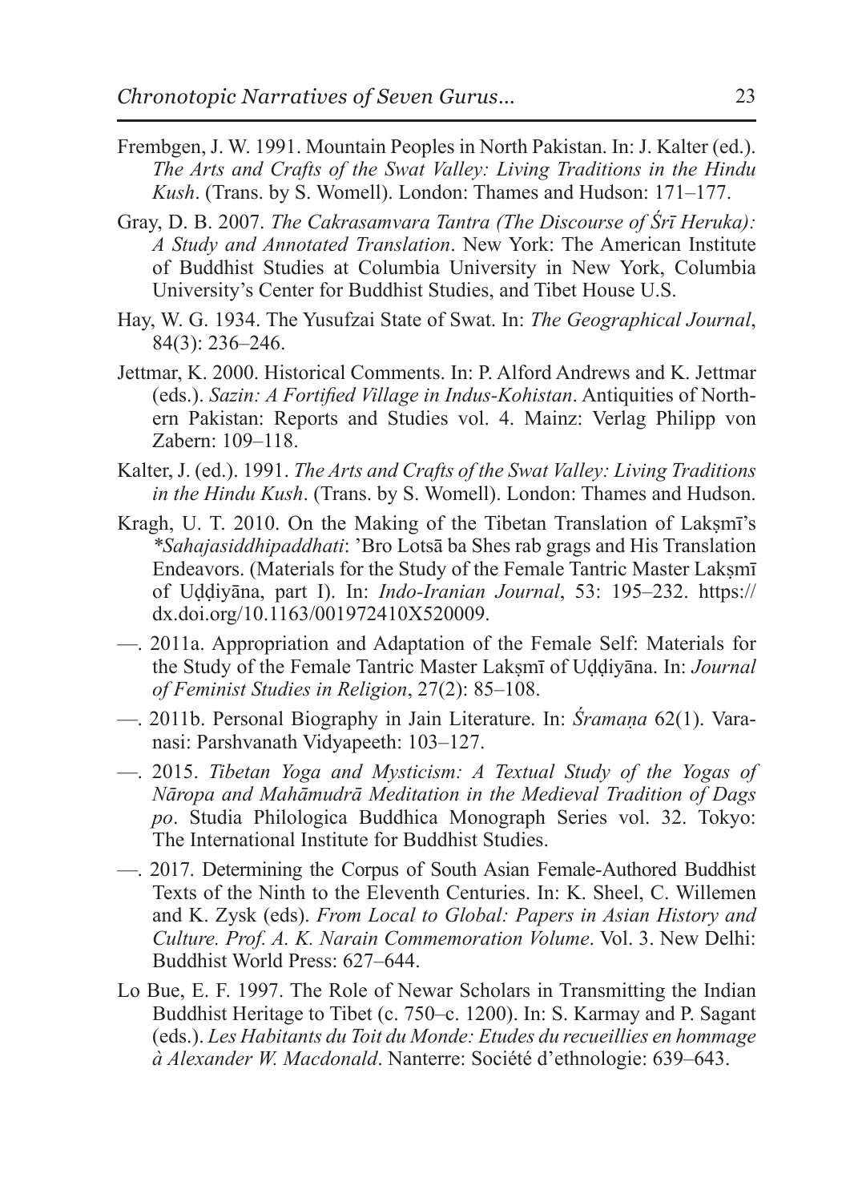Frembgen, J. W. 1991. Mountain Peoples in North Pakistan. In: J. Kalter (ed.). *The Arts and Crafts of the Swat Valley: Living Traditions in the Hindu Kush*. (Trans. by S. Womell). London: Thames and Hudson: 171–177.

Gray, D. B. 2007. *The Cakrasamvara Tantra (The Discourse of Śrī Heruka): A Study and Annotated Translation*. New York: The American Institute of Buddhist Studies at Columbia University in New York, Columbia University's Center for Buddhist Studies, and Tibet House U.S.

Hay, W. G. 1934. The Yusufzai State of Swat. In: *The Geographical Journal*, 84(3): 236–246.

Jettmar, K. 2000. Historical Comments. In: P. Alford Andrews and K. Jettmar (eds.). *Sazin: A Fortified Village in Indus-Kohistan*. Antiquities of Northern Pakistan: Reports and Studies vol. 4. Mainz: Verlag Philipp von Zabern: 109–118.

Kalter, J. (ed.). 1991. *The Arts and Crafts of the Swat Valley: Living Traditions in the Hindu Kush*. (Trans. by S. Womell). London: Thames and Hudson.

Kragh, U. T. 2010. On the Making of the Tibetan Translation of Lakṣmī's *\*Sahajasiddhipaddhati*: 'Bro Lotsā ba Shes rab grags and His Translation Endeavors. (Materials for the Study of the Female Tantric Master Lakṣmī of Uḍḍiyāna, part I). In: *Indo-Iranian Journal*, 53: 195–232. https://dx.doi.org/10.1163/001972410X520009.

—. 2011a. Appropriation and Adaptation of the Female Self: Materials for the Study of the Female Tantric Master Lakṣmī of Uḍḍiyāna. In: *Journal of Feminist Studies in Religion*, 27(2): 85–108.

—. 2011b. Personal Biography in Jain Literature. In: *Śramaṇa* 62(1). Varanasi: Parshvanath Vidyapeeth: 103–127.

—. 2015. *Tibetan Yoga and Mysticism: A Textual Study of the Yogas of Nāropa and Mahāmudrā Meditation in the Medieval Tradition of Dags po*. Studia Philologica Buddhica Monograph Series vol. 32. Tokyo: The International Institute for Buddhist Studies.

—. 2017. Determining the Corpus of South Asian Female-Authored Buddhist Texts of the Ninth to the Eleventh Centuries. In: K. Sheel, C. Willemen and K. Zysk (eds). *From Local to Global: Papers in Asian History and Culture. Prof. A. K. Narain Commemoration Volume*. Vol. 3. New Delhi: Buddhist World Press: 627–644.

Lo Bue, E. F. 1997. The Role of Newar Scholars in Transmitting the Indian Buddhist Heritage to Tibet (c. 750–c. 1200). In: S. Karmay and P. Sagant (eds.). *Les Habitants du Toit du Monde: Etudes du recueillies en hommage à Alexander W. Macdonald*. Nanterre: Société d'ethnologie: 639–643.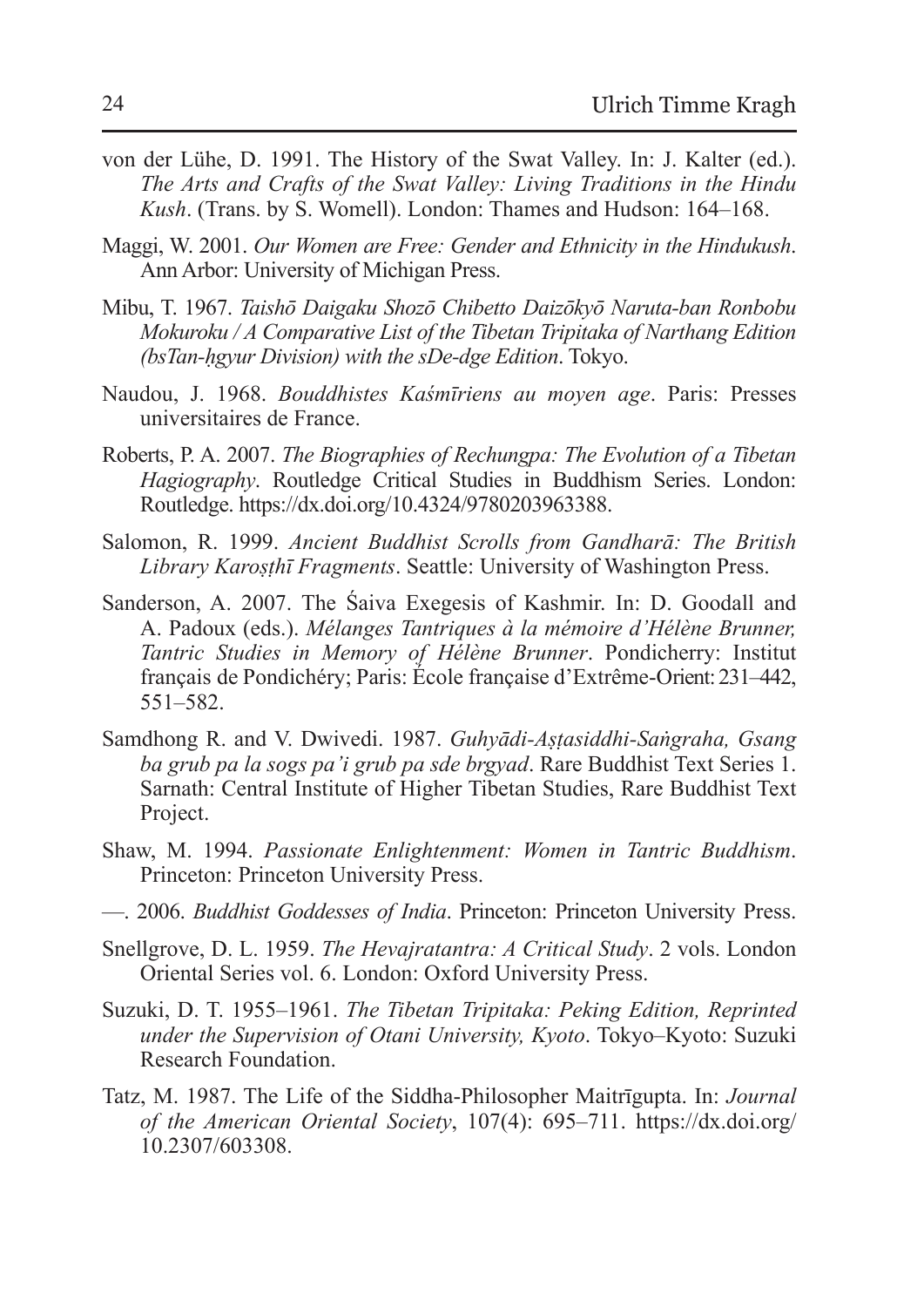von der Lühe, D. 1991. The History of the Swat Valley. In: J. Kalter (ed.). *The Arts and Crafts of the Swat Valley: Living Traditions in the Hindu Kush*. (Trans. by S. Womell). London: Thames and Hudson: 164–168.

Maggi, W. 2001. *Our Women are Free: Gender and Ethnicity in the Hindukush*. Ann Arbor: University of Michigan Press.

Mibu, T. 1967. *Taishō Daigaku Shozō Chibetto Daizōkyō Naruta-ban Ronbobu Mokuroku / A Comparative List of the Tibetan Tripitaka of Narthang Edition (bsTan-ḥgyur Division) with the sDe-dge Edition*. Tokyo.

Naudou, J. 1968. *Bouddhistes Kaśmīriens au moyen age*. Paris: Presses universitaires de France.

Roberts, P. A. 2007. *The Biographies of Rechungpa: The Evolution of a Tibetan Hagiography*. Routledge Critical Studies in Buddhism Series. London: Routledge. https://dx.doi.org/10.4324/9780203963388.

Salomon, R. 1999. *Ancient Buddhist Scrolls from Gandharā: The British Library Karoṣṭhī Fragments*. Seattle: University of Washington Press.

Sanderson, A. 2007. The Śaiva Exegesis of Kashmir. In: D. Goodall and A. Padoux (eds.). *Mélanges Tantriques à la mémoire d'Hélène Brunner, Tantric Studies in Memory of Hélène Brunner*. Pondicherry: Institut français de Pondichéry; Paris: École française d'Extrême-Orient: 231–442, 551–582.

Samdhong R. and V. Dwivedi. 1987. *Guhyādi-Aṣṭasiddhi-Saṅgraha, Gsang ba grub pa la sogs pa'i grub pa sde brgyad*. Rare Buddhist Text Series 1. Sarnath: Central Institute of Higher Tibetan Studies, Rare Buddhist Text Project.

Shaw, M. 1994. *Passionate Enlightenment: Women in Tantric Buddhism*. Princeton: Princeton University Press.

—. 2006. *Buddhist Goddesses of India*. Princeton: Princeton University Press.

Snellgrove, D. L. 1959. *The Hevajratantra: A Critical Study*. 2 vols. London Oriental Series vol. 6. London: Oxford University Press.

Suzuki, D. T. 1955–1961. *The Tibetan Tripitaka: Peking Edition, Reprinted under the Supervision of Otani University, Kyoto*. Tokyo–Kyoto: Suzuki Research Foundation.

Tatz, M. 1987. The Life of the Siddha-Philosopher Maitrīgupta. In: *Journal of the American Oriental Society*, 107(4): 695–711. https://dx.doi.org/10.2307/603308.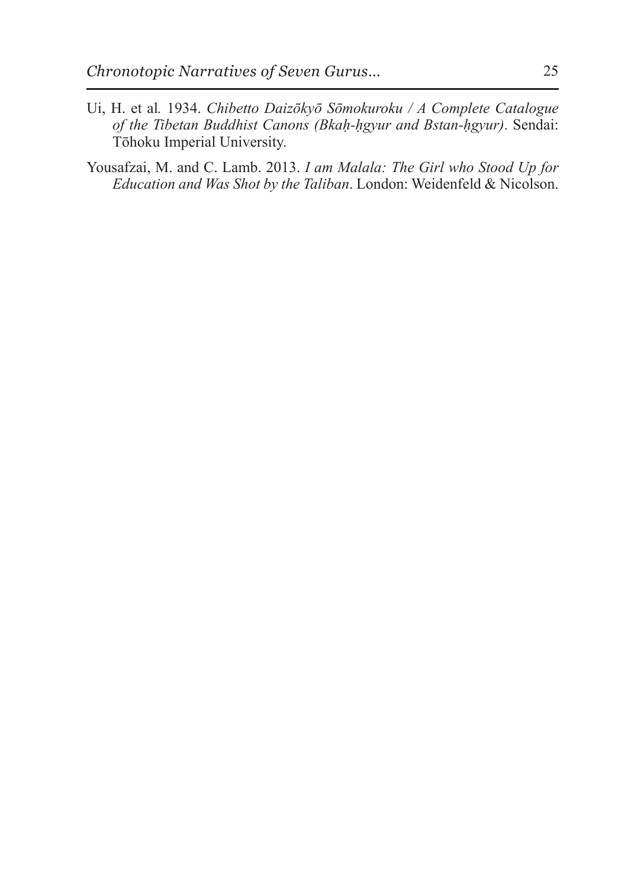Ui, H. et al*.* 1934. *Chibetto Daizōkyō Sōmokuroku / A Complete Catalogue of the Tibetan Buddhist Canons (Bkaḥ-ḥgyur and Bstan-ḥgyur)*. Sendai: Tōhoku Imperial University.

Yousafzai, M. and C. Lamb. 2013. *I am Malala: The Girl who Stood Up for Education and Was Shot by the Taliban*. London: Weidenfeld & Nicolson.